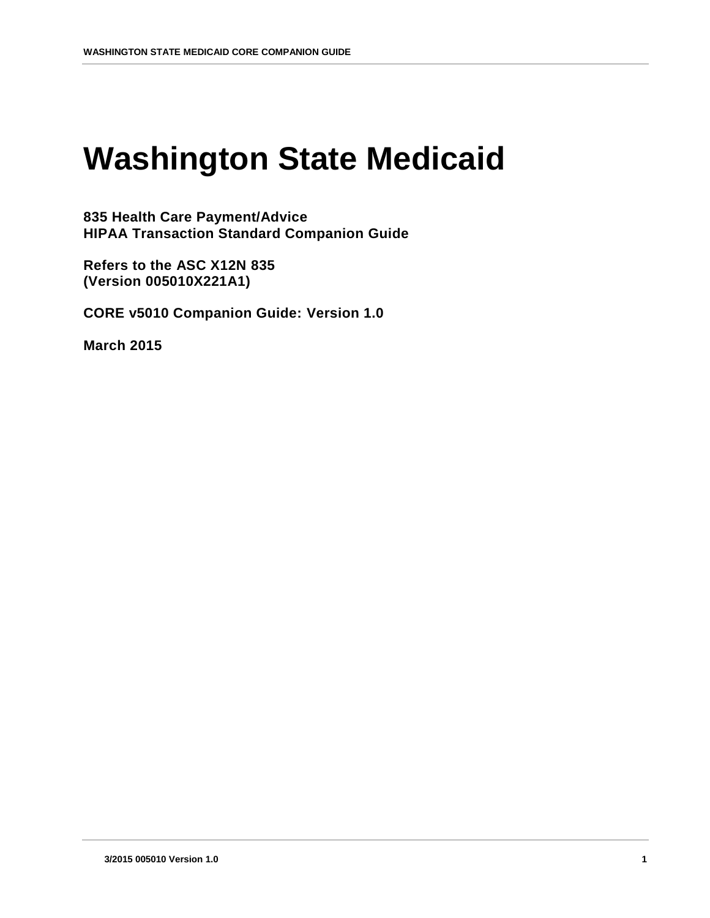# Washington State Medicaid

**835 Health Care Payment/Advice**
**HIPAA Transaction Standard Companion Guide**

**Refers to the ASC X12N 835**
**(Version 005010X221A1)**

**CORE v5010 Companion Guide: Version 1.0**

**March 2015**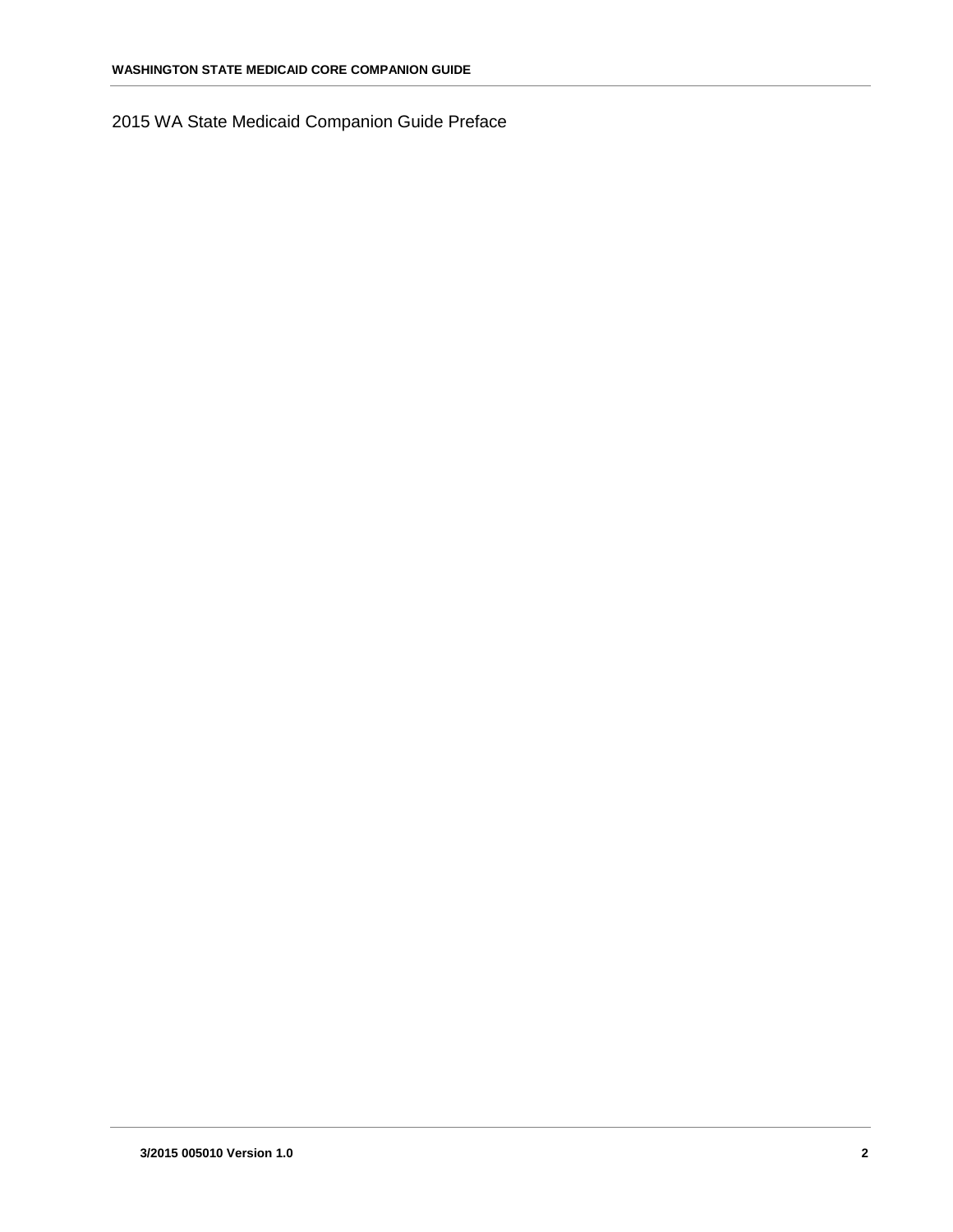2015 WA State Medicaid Companion Guide Preface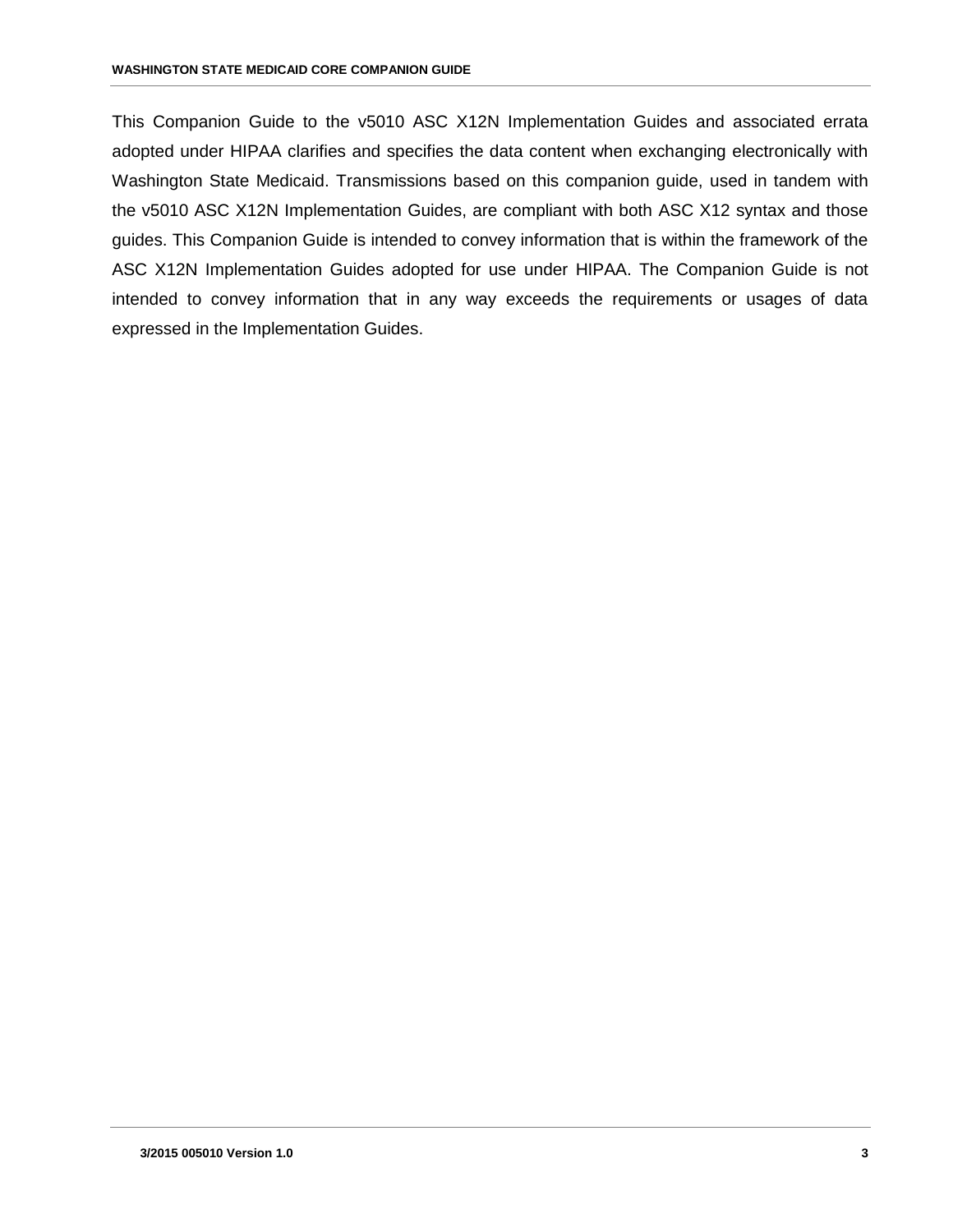This Companion Guide to the v5010 ASC X12N Implementation Guides and associated errata adopted under HIPAA clarifies and specifies the data content when exchanging electronically with Washington State Medicaid. Transmissions based on this companion guide, used in tandem with the v5010 ASC X12N Implementation Guides, are compliant with both ASC X12 syntax and those guides. This Companion Guide is intended to convey information that is within the framework of the ASC X12N Implementation Guides adopted for use under HIPAA. The Companion Guide is not intended to convey information that in any way exceeds the requirements or usages of data expressed in the Implementation Guides.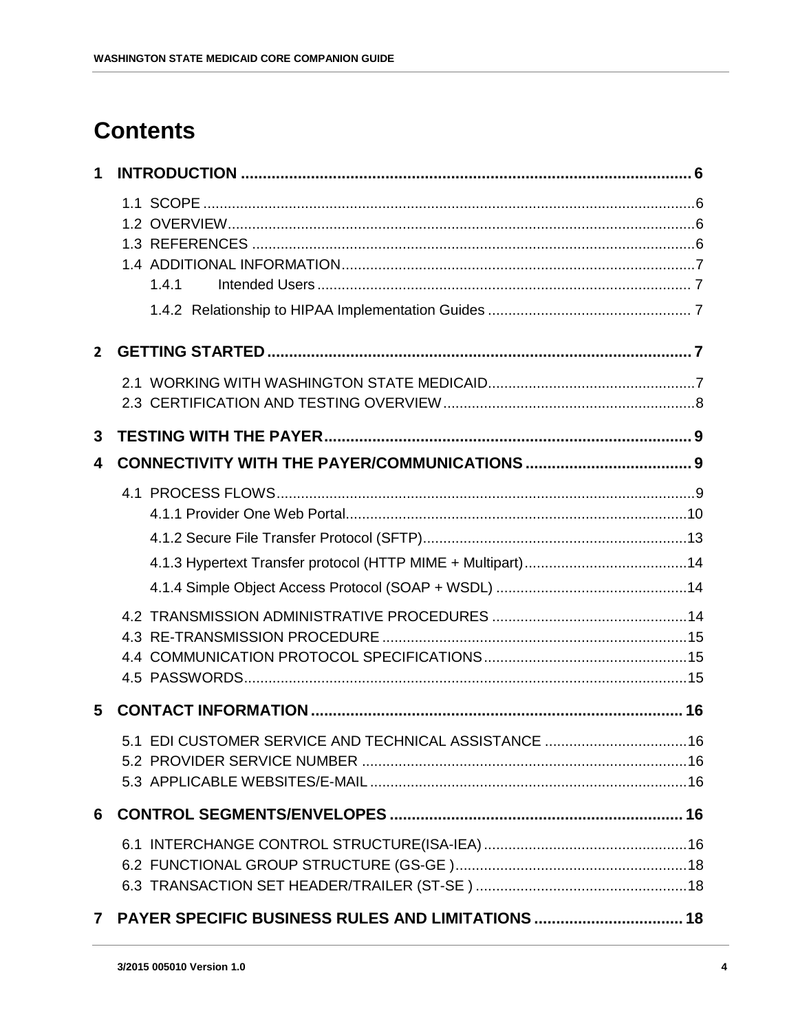# Contents

**1 INTRODUCTION ........................................................................................................ 6**

1.1 SCOPE ........................................................................................................................6
1.2 OVERVIEW..................................................................................................................6
1.3 REFERENCES ............................................................................................................6
1.4 ADDITIONAL INFORMATION......................................................................................7
1.4.1 Intended Users ........................................................................................... 7
1.4.2 Relationship to HIPAA Implementation Guides ................................................. 7

**2 GETTING STARTED ................................................................................................. 7**

2.1 WORKING WITH WASHINGTON STATE MEDICAID..................................................7
2.3 CERTIFICATION AND TESTING OVERVIEW.............................................................8

**3 TESTING WITH THE PAYER.................................................................................... 9**

**4 CONNECTIVITY WITH THE PAYER/COMMUNICATIONS ...................................... 9**

4.1 PROCESS FLOWS......................................................................................................9
4.1.1 Provider One Web Portal...................................................................................10
4.1.2 Secure File Transfer Protocol (SFTP)................................................................13
4.1.3 Hypertext Transfer protocol (HTTP MIME + Multipart)........................................14
4.1.4 Simple Object Access Protocol (SOAP + WSDL) ..............................................14
4.2 TRANSMISSION ADMINISTRATIVE PROCEDURES ................................................14
4.3 RE-TRANSMISSION PROCEDURE ..........................................................................15
4.4 COMMUNICATION PROTOCOL SPECIFICATIONS..................................................15
4.5 PASSWORDS.............................................................................................................15

**5 CONTACT INFORMATION ..................................................................................... 16**

5.1 EDI CUSTOMER SERVICE AND TECHNICAL ASSISTANCE ...................................16
5.2 PROVIDER SERVICE NUMBER ...............................................................................16
5.3 APPLICABLE WEBSITES/E-MAIL .............................................................................16

**6 CONTROL SEGMENTS/ENVELOPES ................................................................... 16**

6.1 INTERCHANGE CONTROL STRUCTURE(ISA-IEA) ..................................................16
6.2 FUNCTIONAL GROUP STRUCTURE (GS-GE )..........................................................18
6.3 TRANSACTION SET HEADER/TRAILER (ST-SE ) ....................................................18

**7 PAYER SPECIFIC BUSINESS RULES AND LIMITATIONS .................................. 18**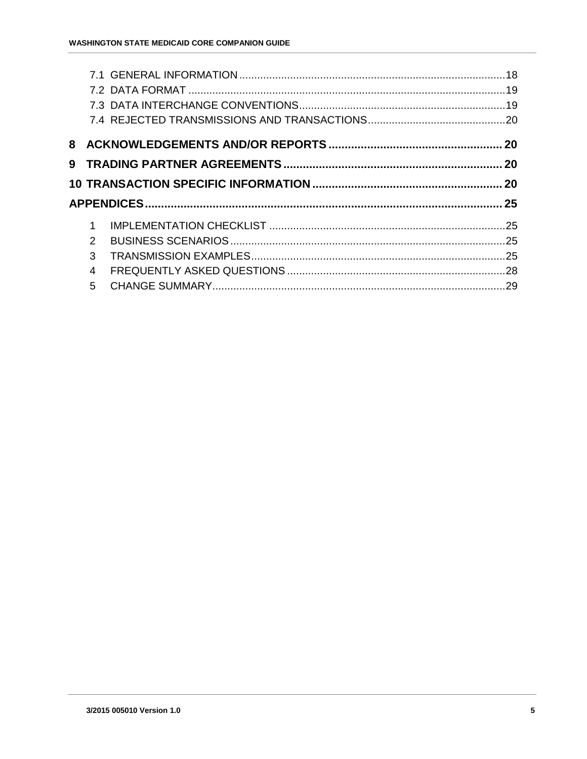- 7.1 GENERAL INFORMATION ........................................................................................18
- 7.2 DATA FORMAT .........................................................................................................19
- 7.3 DATA INTERCHANGE CONVENTIONS....................................................................19
- 7.4 REJECTED TRANSMISSIONS AND TRANSACTIONS.............................................20

**8 ACKNOWLEDGEMENTS AND/OR REPORTS ..................................................... 20**

**9 TRADING PARTNER AGREEMENTS ................................................................... 20**

**10 TRANSACTION SPECIFIC INFORMATION .......................................................... 20**

**APPENDICES............................................................................................................. 25**

1. IMPLEMENTATION CHECKLIST ..............................................................................25
2. BUSINESS SCENARIOS ...........................................................................................25
3. TRANSMISSION EXAMPLES....................................................................................25
4. FREQUENTLY ASKED QUESTIONS .........................................................................28
5. CHANGE SUMMARY.................................................................................................29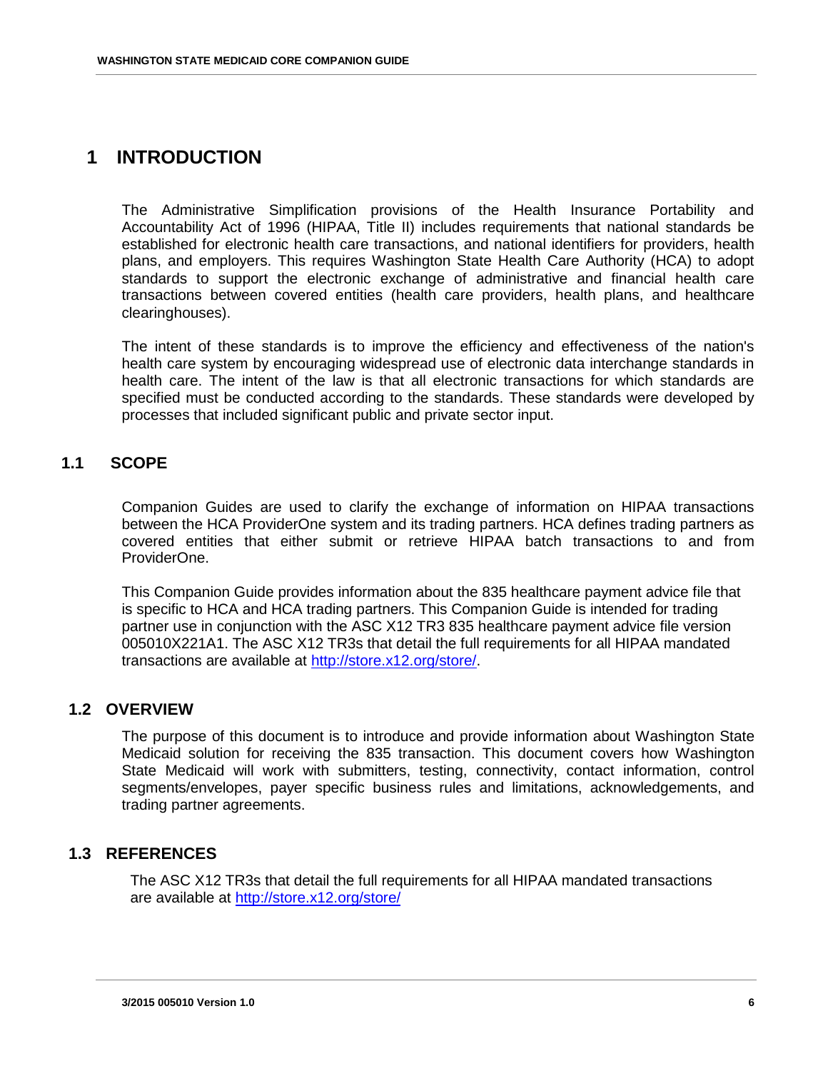# 1 INTRODUCTION

The Administrative Simplification provisions of the Health Insurance Portability and Accountability Act of 1996 (HIPAA, Title II) includes requirements that national standards be established for electronic health care transactions, and national identifiers for providers, health plans, and employers. This requires Washington State Health Care Authority (HCA) to adopt standards to support the electronic exchange of administrative and financial health care transactions between covered entities (health care providers, health plans, and healthcare clearinghouses).

The intent of these standards is to improve the efficiency and effectiveness of the nation's health care system by encouraging widespread use of electronic data interchange standards in health care. The intent of the law is that all electronic transactions for which standards are specified must be conducted according to the standards. These standards were developed by processes that included significant public and private sector input.

## 1.1 SCOPE

Companion Guides are used to clarify the exchange of information on HIPAA transactions between the HCA ProviderOne system and its trading partners. HCA defines trading partners as covered entities that either submit or retrieve HIPAA batch transactions to and from ProviderOne.

This Companion Guide provides information about the 835 healthcare payment advice file that is specific to HCA and HCA trading partners. This Companion Guide is intended for trading partner use in conjunction with the ASC X12 TR3 835 healthcare payment advice file version 005010X221A1. The ASC X12 TR3s that detail the full requirements for all HIPAA mandated transactions are available at http://store.x12.org/store/.

## 1.2 OVERVIEW

The purpose of this document is to introduce and provide information about Washington State Medicaid solution for receiving the 835 transaction. This document covers how Washington State Medicaid will work with submitters, testing, connectivity, contact information, control segments/envelopes, payer specific business rules and limitations, acknowledgements, and trading partner agreements.

## 1.3 REFERENCES

The ASC X12 TR3s that detail the full requirements for all HIPAA mandated transactions are available at http://store.x12.org/store/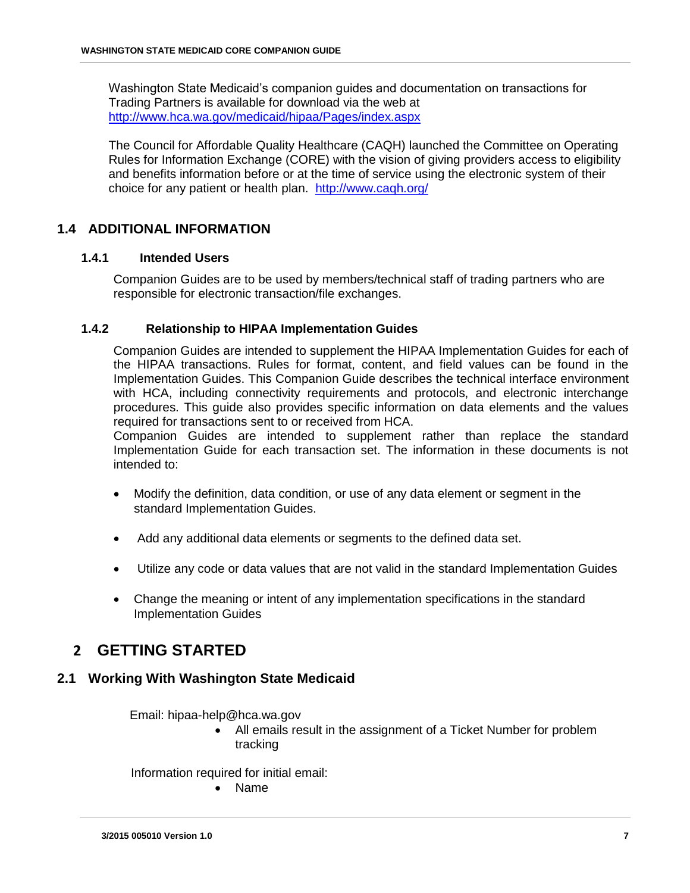Washington State Medicaid's companion guides and documentation on transactions for Trading Partners is available for download via the web at [http://www.hca.wa.gov/medicaid/hipaa/Pages/index.aspx](http://www.hca.wa.gov/medicaid/hipaa/Pages/index.aspx)

The Council for Affordable Quality Healthcare (CAQH) launched the Committee on Operating Rules for Information Exchange (CORE) with the vision of giving providers access to eligibility and benefits information before or at the time of service using the electronic system of their choice for any patient or health plan. [http://www.caqh.org/](http://www.caqh.org/)

## 1.4 ADDITIONAL INFORMATION

### 1.4.1 Intended Users

Companion Guides are to be used by members/technical staff of trading partners who are responsible for electronic transaction/file exchanges.

### 1.4.2 Relationship to HIPAA Implementation Guides

Companion Guides are intended to supplement the HIPAA Implementation Guides for each of the HIPAA transactions. Rules for format, content, and field values can be found in the Implementation Guides. This Companion Guide describes the technical interface environment with HCA, including connectivity requirements and protocols, and electronic interchange procedures. This guide also provides specific information on data elements and the values required for transactions sent to or received from HCA.
Companion Guides are intended to supplement rather than replace the standard Implementation Guide for each transaction set. The information in these documents is not intended to:

- Modify the definition, data condition, or use of any data element or segment in the standard Implementation Guides.
- Add any additional data elements or segments to the defined data set.
- Utilize any code or data values that are not valid in the standard Implementation Guides
- Change the meaning or intent of any implementation specifications in the standard Implementation Guides

# 2 GETTING STARTED

## 2.1 Working With Washington State Medicaid

Email: hipaa-help@hca.wa.gov

- All emails result in the assignment of a Ticket Number for problem tracking

Information required for initial email:

- Name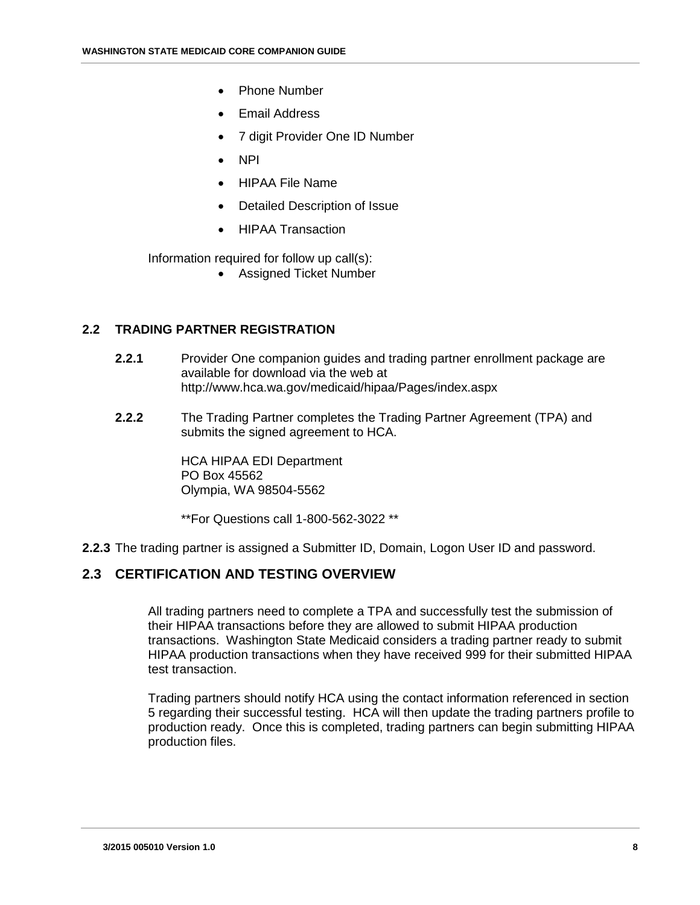- Phone Number
- Email Address
- 7 digit Provider One ID Number
- NPI
- HIPAA File Name
- Detailed Description of Issue
- HIPAA Transaction

Information required for follow up call(s):

- Assigned Ticket Number

## 2.2 TRADING PARTNER REGISTRATION

**2.2.1** Provider One companion guides and trading partner enrollment package are available for download via the web at http://www.hca.wa.gov/medicaid/hipaa/Pages/index.aspx

**2.2.2** The Trading Partner completes the Trading Partner Agreement (TPA) and submits the signed agreement to HCA.

HCA HIPAA EDI Department
PO Box 45562
Olympia, WA 98504-5562

**For Questions call 1-800-562-3022 **

**2.2.3** The trading partner is assigned a Submitter ID, Domain, Logon User ID and password.

## 2.3 CERTIFICATION AND TESTING OVERVIEW

All trading partners need to complete a TPA and successfully test the submission of their HIPAA transactions before they are allowed to submit HIPAA production transactions. Washington State Medicaid considers a trading partner ready to submit HIPAA production transactions when they have received 999 for their submitted HIPAA test transaction.

Trading partners should notify HCA using the contact information referenced in section 5 regarding their successful testing. HCA will then update the trading partners profile to production ready. Once this is completed, trading partners can begin submitting HIPAA production files.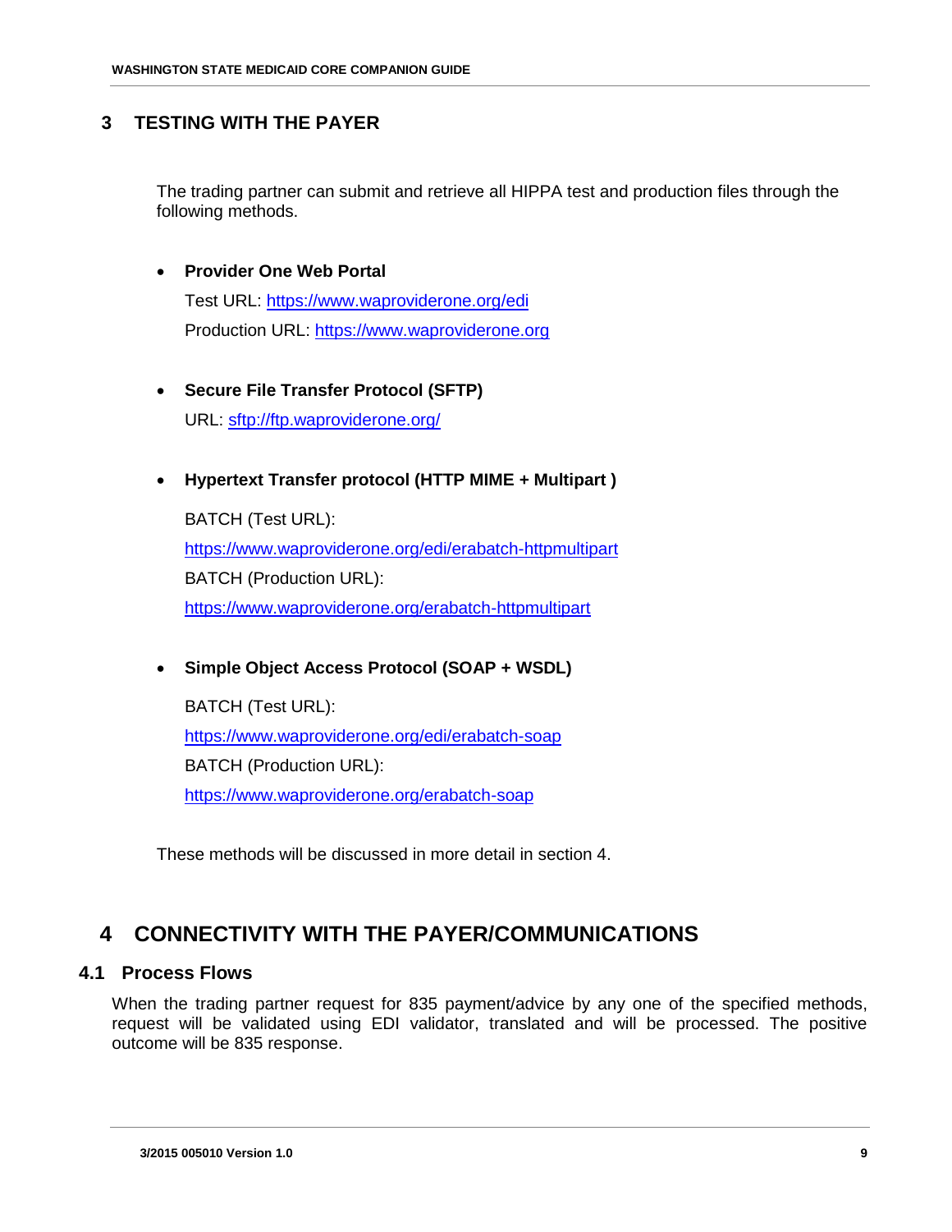# 3 TESTING WITH THE PAYER

The trading partner can submit and retrieve all HIPPA test and production files through the following methods.

- **Provider One Web Portal**

  Test URL: https://www.waproviderone.org/edi

  Production URL: https://www.waproviderone.org

- **Secure File Transfer Protocol (SFTP)**

  URL: sftp://ftp.waproviderone.org/

- **Hypertext Transfer protocol (HTTP MIME + Multipart )**

  BATCH (Test URL):

  https://www.waproviderone.org/edi/erabatch-httpmultipart

  BATCH (Production URL):

  https://www.waproviderone.org/erabatch-httpmultipart

- **Simple Object Access Protocol (SOAP + WSDL)**

  BATCH (Test URL):

  https://www.waproviderone.org/edi/erabatch-soap

  BATCH (Production URL):

  https://www.waproviderone.org/erabatch-soap

These methods will be discussed in more detail in section 4.

# 4 CONNECTIVITY WITH THE PAYER/COMMUNICATIONS

## 4.1 Process Flows

When the trading partner request for 835 payment/advice by any one of the specified methods, request will be validated using EDI validator, translated and will be processed. The positive outcome will be 835 response.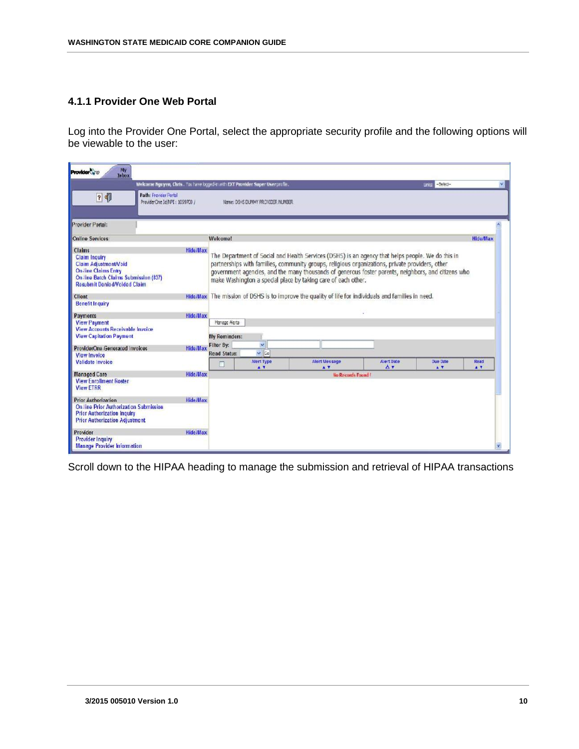### 4.1.1 Provider One Web Portal

Log into the Provider One Portal, select the appropriate security profile and the following options will be viewable to the user:

Scroll down to the HIPAA heading to manage the submission and retrieval of HIPAA transactions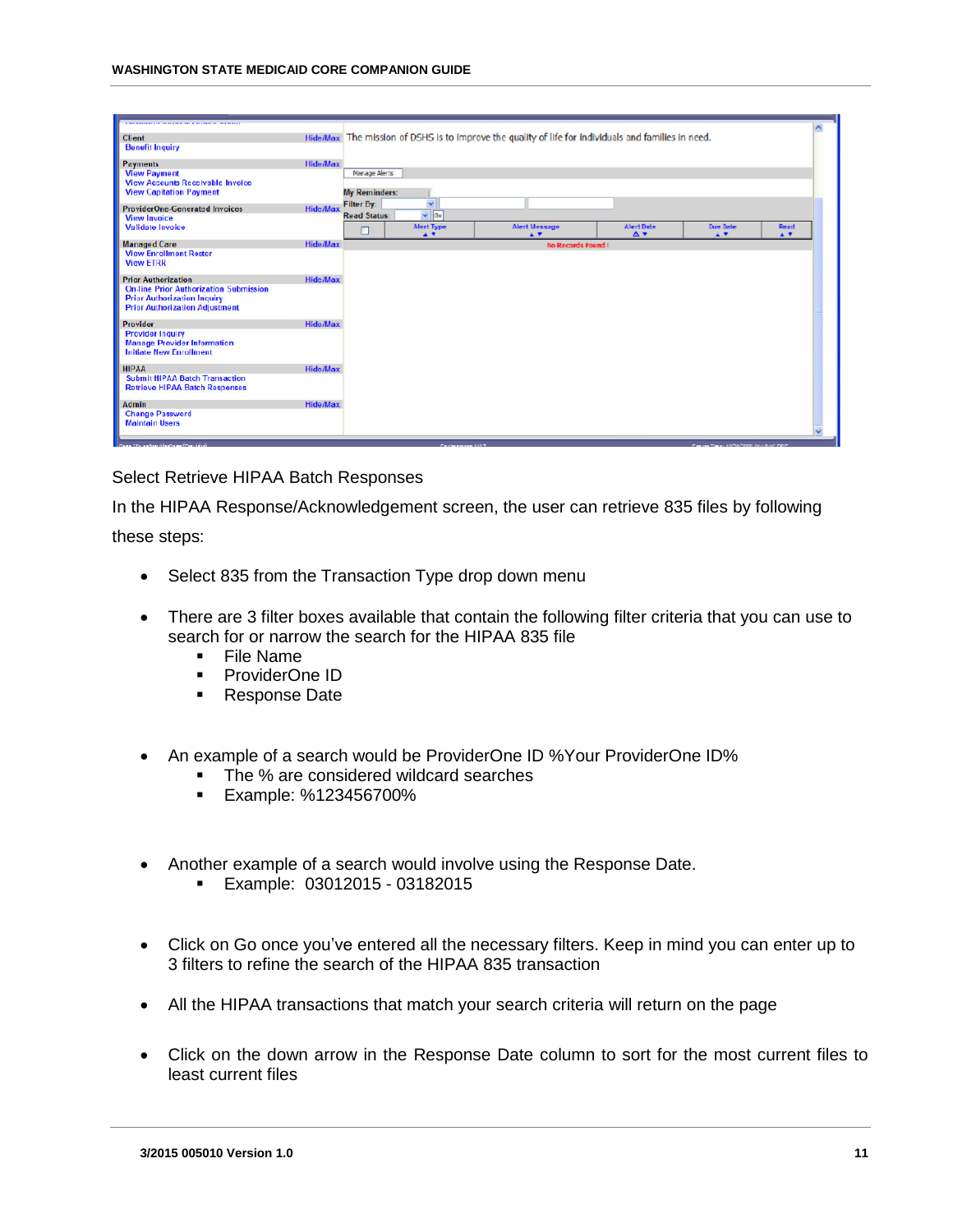Select Retrieve HIPAA Batch Responses

In the HIPAA Response/Acknowledgement screen, the user can retrieve 835 files by following these steps:

- Select 835 from the Transaction Type drop down menu
- There are 3 filter boxes available that contain the following filter criteria that you can use to search for or narrow the search for the HIPAA 835 file
  - File Name
  - ProviderOne ID
  - Response Date
- An example of a search would be ProviderOne ID %Your ProviderOne ID%
  - The % are considered wildcard searches
  - Example: %123456700%
- Another example of a search would involve using the Response Date.
  - Example: 03012015 - 03182015
- Click on Go once you've entered all the necessary filters. Keep in mind you can enter up to 3 filters to refine the search of the HIPAA 835 transaction
- All the HIPAA transactions that match your search criteria will return on the page
- Click on the down arrow in the Response Date column to sort for the most current files to least current files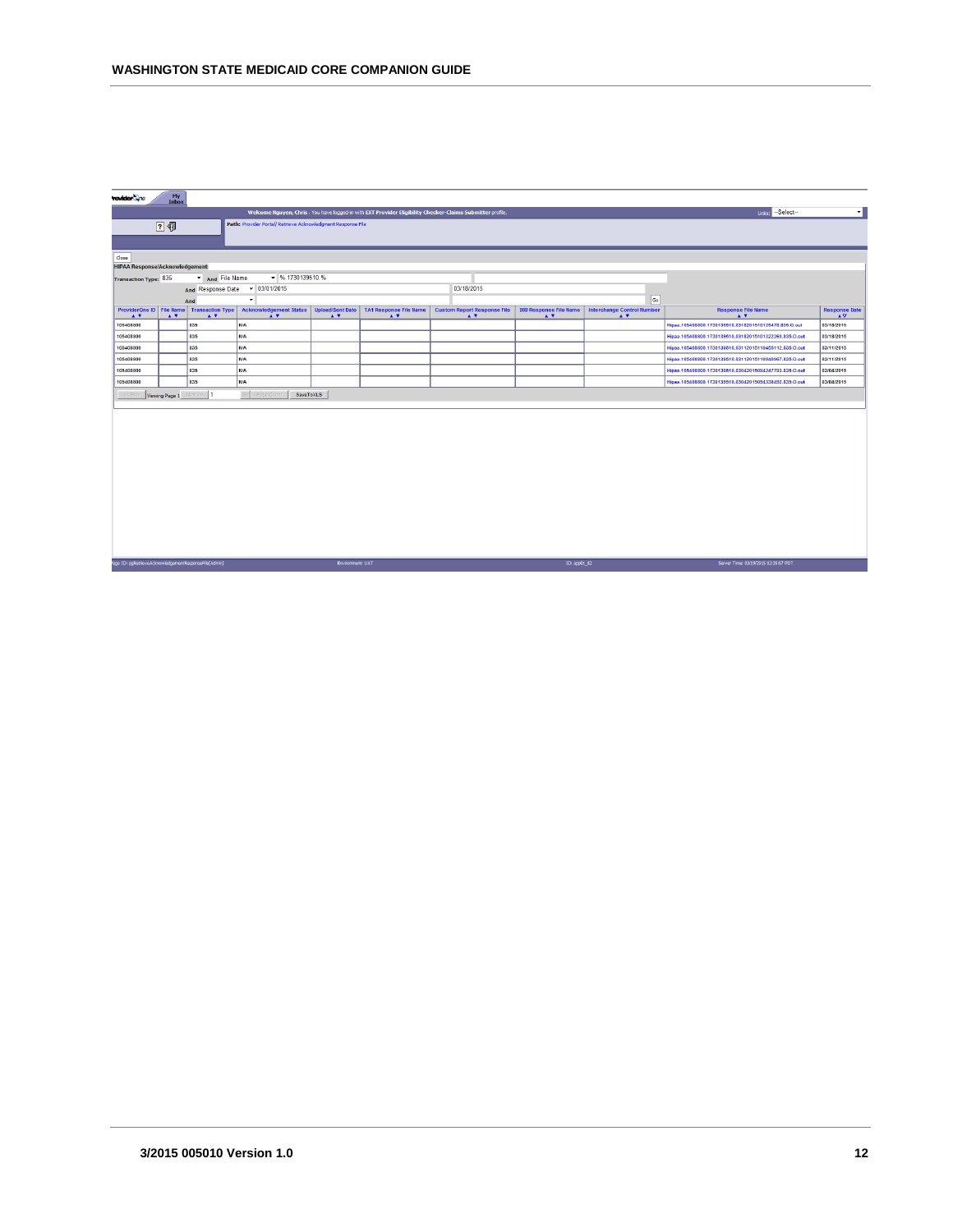ProviderOne | My Inbox

Welcome Nguyen, Chris . You have logged in with EXT Provider Eligibility Checker-Claims Submitter profile.

Links: --Select--

Path: Provider Portal/ Retrieve Acknowledgment Response File

Close

HIPAA Response/Acknowledgement

Transaction Type: 835 And File Name % 1730139610 %

And Response Date 03/01/2015 03/18/2015

And

Go

| ProviderOne ID | File Name | Transaction Type | Acknowledgement Status | Upload/Sent Date | TA1 Response File Name | Custom Report Response File | 999 Response File Name | Interchange Control Number | Response File Name | Response Date |
|---|---|---|---|---|---|---|---|---|---|---|
| 105408800 | | 835 | N/A | | | | | | Hipaa.105408800.1730139610.031820151010125478.835.O.out | 03/18/2015 |
| 105408800 | | 835 | N/A | | | | | | Hipaa.105408800.1730139610.031820151010122250.835.O.out | 03/18/2015 |
| 105408800 | | 835 | N/A | | | | | | Hipaa.105408800.1730139610.031120151110455112.835.O.out | 03/11/2015 |
| 105408800 | | 835 | N/A | | | | | | Hipaa.105408800.1730139610.031120151110948967.835.O.out | 03/11/2015 |
| 105408800 | | 835 | N/A | | | | | | Hipaa.105408800.1730139610.030420150942847792.835.O.out | 03/04/2015 |
| 105408800 | | 835 | N/A | | | | | | Hipaa.105408800.1730139610.030420150943384552.835.O.out | 03/04/2015 |

Viewing Page 1 | 1 | SaveToXLS

Page ID: pgRetrieveAcknowledgementResponseFile(Admin) Environment: UAT ID: app01_02 Server Time: 03/19/2015 02:39:57 PDT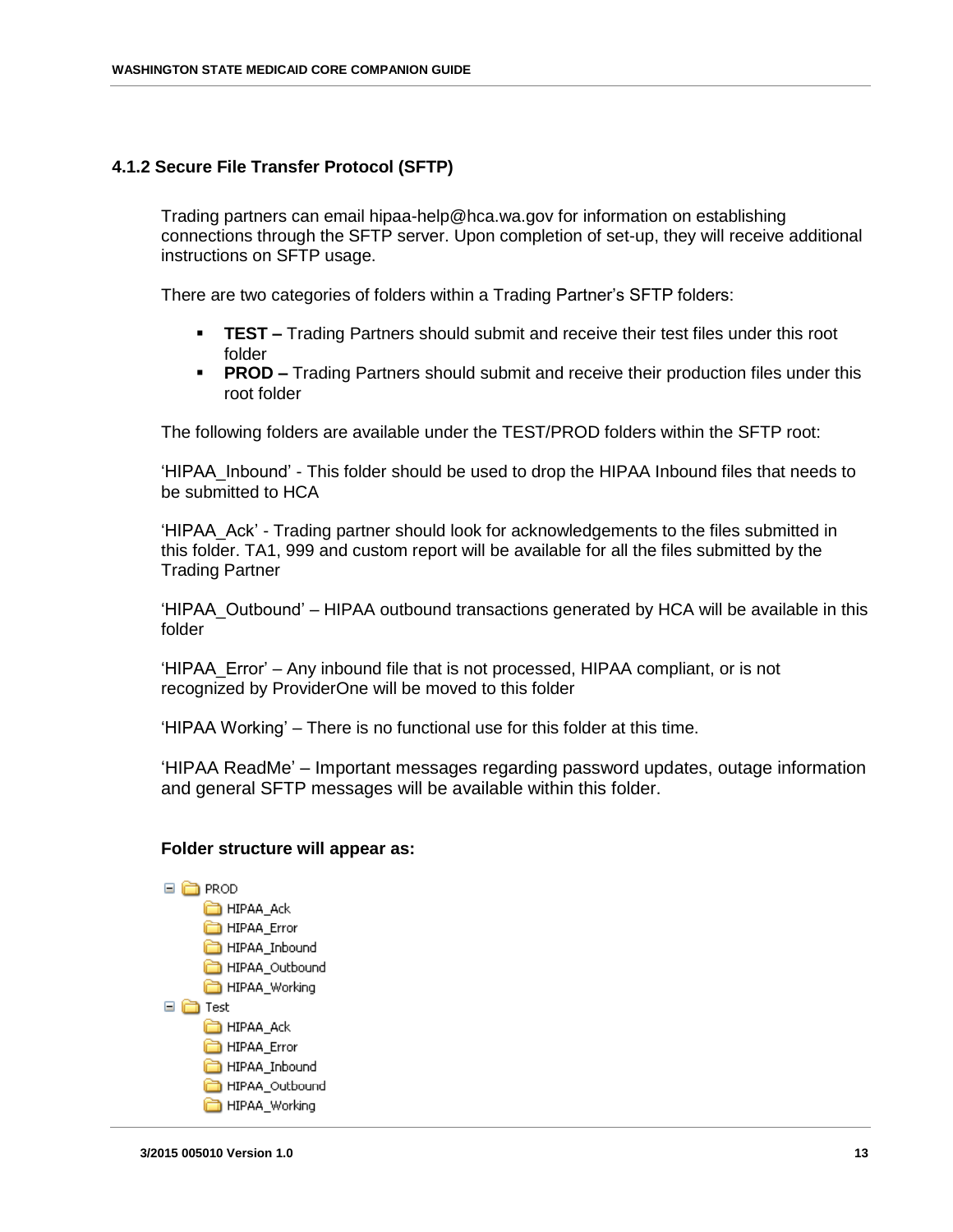### 4.1.2 Secure File Transfer Protocol (SFTP)

Trading partners can email hipaa-help@hca.wa.gov for information on establishing connections through the SFTP server. Upon completion of set-up, they will receive additional instructions on SFTP usage.

There are two categories of folders within a Trading Partner's SFTP folders:

- **TEST –** Trading Partners should submit and receive their test files under this root folder
- **PROD –** Trading Partners should submit and receive their production files under this root folder

The following folders are available under the TEST/PROD folders within the SFTP root:

'HIPAA_Inbound' - This folder should be used to drop the HIPAA Inbound files that needs to be submitted to HCA

'HIPAA_Ack' - Trading partner should look for acknowledgements to the files submitted in this folder. TA1, 999 and custom report will be available for all the files submitted by the Trading Partner

'HIPAA_Outbound' – HIPAA outbound transactions generated by HCA will be available in this folder

'HIPAA_Error' – Any inbound file that is not processed, HIPAA compliant, or is not recognized by ProviderOne will be moved to this folder

'HIPAA Working' – There is no functional use for this folder at this time.

'HIPAA ReadMe' – Important messages regarding password updates, outage information and general SFTP messages will be available within this folder.

**Folder structure will appear as:**

```
PROD
    HIPAA_Ack
    HIPAA_Error
    HIPAA_Inbound
    HIPAA_Outbound
    HIPAA_Working
Test
    HIPAA_Ack
    HIPAA_Error
    HIPAA_Inbound
    HIPAA_Outbound
    HIPAA_Working
```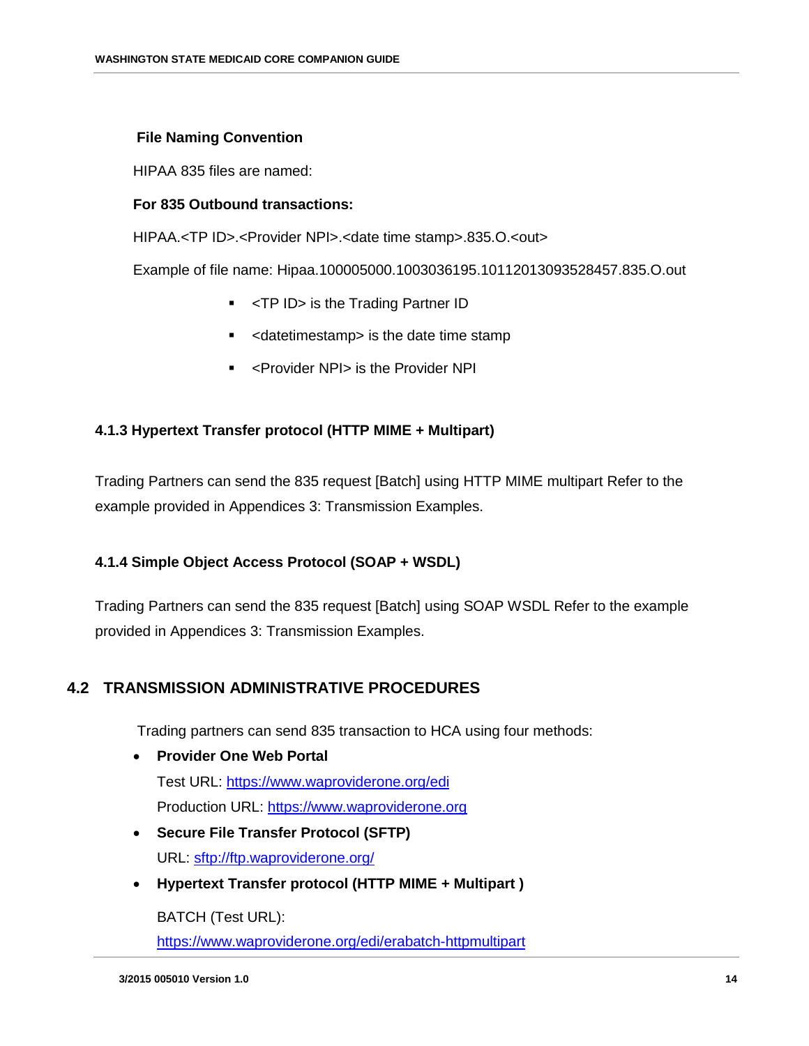**File Naming Convention**

HIPAA 835 files are named:

**For 835 Outbound transactions:**

HIPAA.<TP ID>.<Provider NPI>.<date time stamp>.835.O.<out>

Example of file name: Hipaa.100005000.1003036195.10112013093528457.835.O.out

- <TP ID> is the Trading Partner ID
- <datetimestamp> is the date time stamp
- <Provider NPI> is the Provider NPI

### 4.1.3 Hypertext Transfer protocol (HTTP MIME + Multipart)

Trading Partners can send the 835 request [Batch] using HTTP MIME multipart Refer to the example provided in Appendices 3: Transmission Examples.

### 4.1.4 Simple Object Access Protocol (SOAP + WSDL)

Trading Partners can send the 835 request [Batch] using SOAP WSDL Refer to the example provided in Appendices 3: Transmission Examples.

## 4.2 TRANSMISSION ADMINISTRATIVE PROCEDURES

Trading partners can send 835 transaction to HCA using four methods:

- **Provider One Web Portal**
  Test URL: https://www.waproviderone.org/edi
  Production URL: https://www.waproviderone.org
- **Secure File Transfer Protocol (SFTP)**
  URL: sftp://ftp.waproviderone.org/
- **Hypertext Transfer protocol (HTTP MIME + Multipart )**

  BATCH (Test URL):
  https://www.waproviderone.org/edi/erabatch-httpmultipart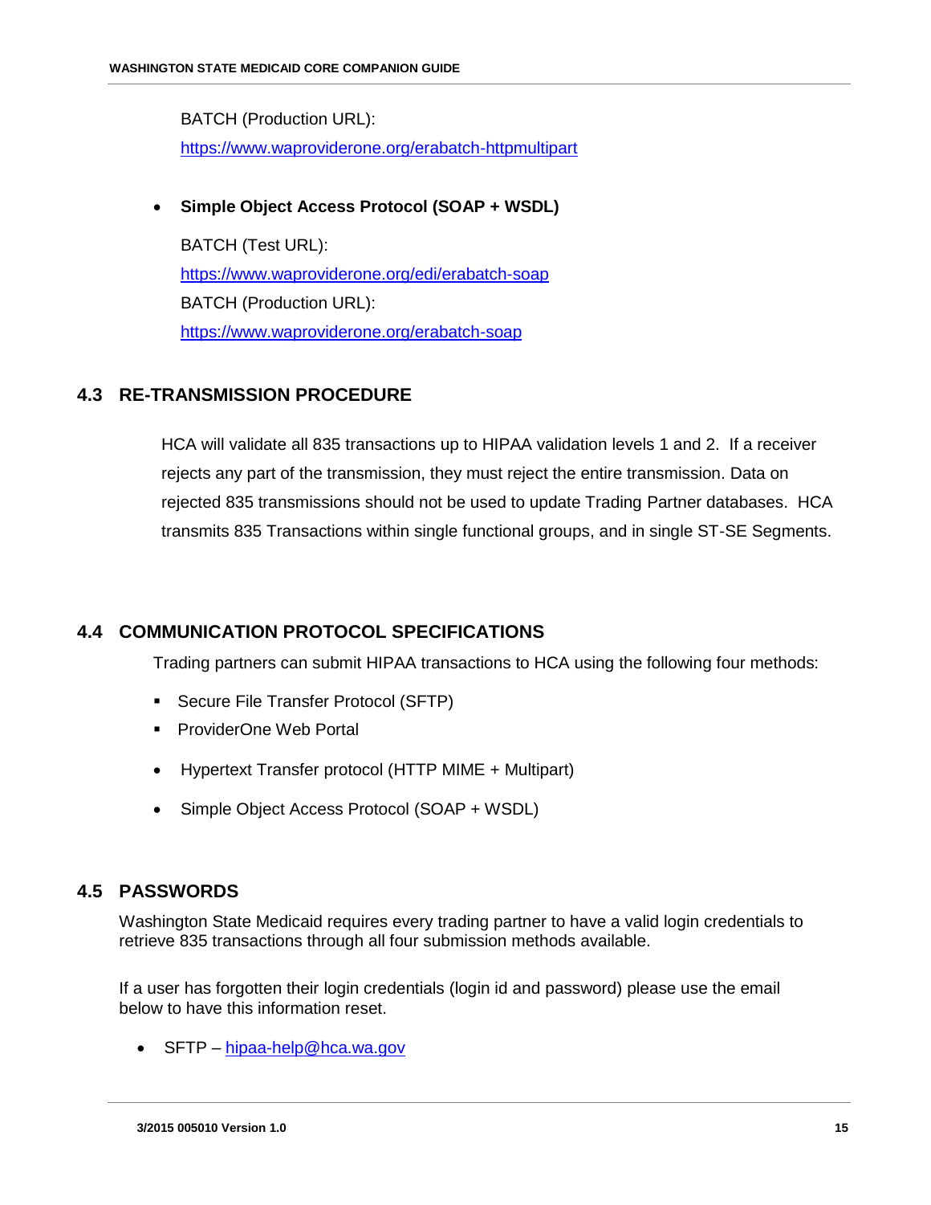BATCH (Production URL):
https://www.waproviderone.org/erabatch-httpmultipart

- **Simple Object Access Protocol (SOAP + WSDL)**

  BATCH (Test URL):
  https://www.waproviderone.org/edi/erabatch-soap
  BATCH (Production URL):
  https://www.waproviderone.org/erabatch-soap

## 4.3 RE-TRANSMISSION PROCEDURE

HCA will validate all 835 transactions up to HIPAA validation levels 1 and 2. If a receiver rejects any part of the transmission, they must reject the entire transmission. Data on rejected 835 transmissions should not be used to update Trading Partner databases. HCA transmits 835 Transactions within single functional groups, and in single ST-SE Segments.

## 4.4 COMMUNICATION PROTOCOL SPECIFICATIONS

Trading partners can submit HIPAA transactions to HCA using the following four methods:

- Secure File Transfer Protocol (SFTP)
- ProviderOne Web Portal
- Hypertext Transfer protocol (HTTP MIME + Multipart)
- Simple Object Access Protocol (SOAP + WSDL)

## 4.5 PASSWORDS

Washington State Medicaid requires every trading partner to have a valid login credentials to retrieve 835 transactions through all four submission methods available.

If a user has forgotten their login credentials (login id and password) please use the email below to have this information reset.

- SFTP – hipaa-help@hca.wa.gov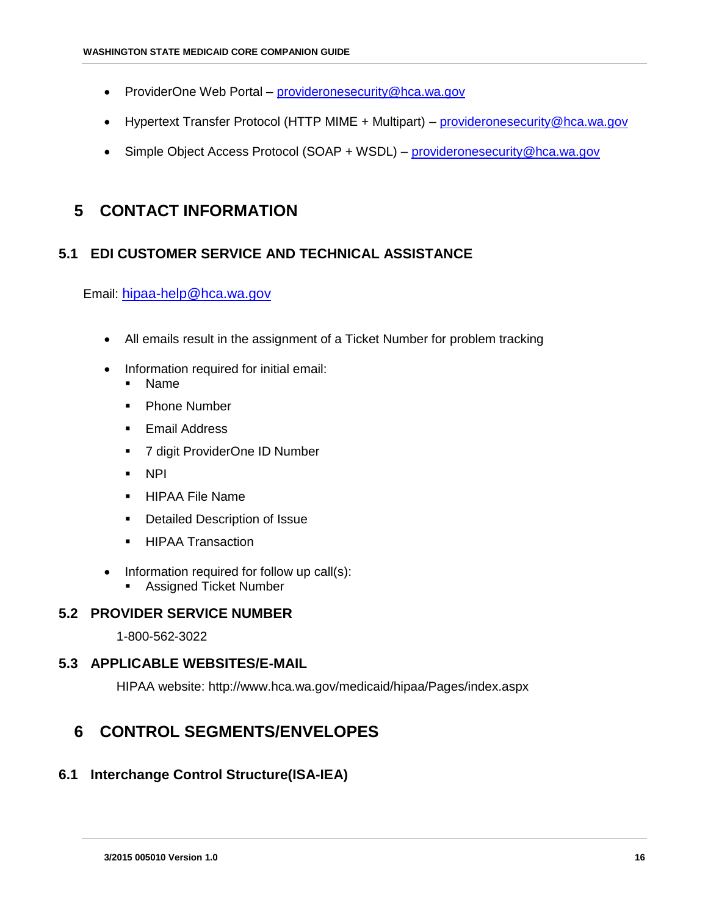- ProviderOne Web Portal – provideronesecurity@hca.wa.gov
- Hypertext Transfer Protocol (HTTP MIME + Multipart) – provideronesecurity@hca.wa.gov
- Simple Object Access Protocol (SOAP + WSDL) – provideronesecurity@hca.wa.gov

# 5 CONTACT INFORMATION

## 5.1 EDI CUSTOMER SERVICE AND TECHNICAL ASSISTANCE

Email: hipaa-help@hca.wa.gov

- All emails result in the assignment of a Ticket Number for problem tracking
- Information required for initial email:
  - Name
  - Phone Number
  - Email Address
  - 7 digit ProviderOne ID Number
  - NPI
  - HIPAA File Name
  - Detailed Description of Issue
  - HIPAA Transaction
- Information required for follow up call(s):
  - Assigned Ticket Number

## 5.2 PROVIDER SERVICE NUMBER

1-800-562-3022

## 5.3 APPLICABLE WEBSITES/E-MAIL

HIPAA website: http://www.hca.wa.gov/medicaid/hipaa/Pages/index.aspx

# 6 CONTROL SEGMENTS/ENVELOPES

## 6.1 Interchange Control Structure(ISA-IEA)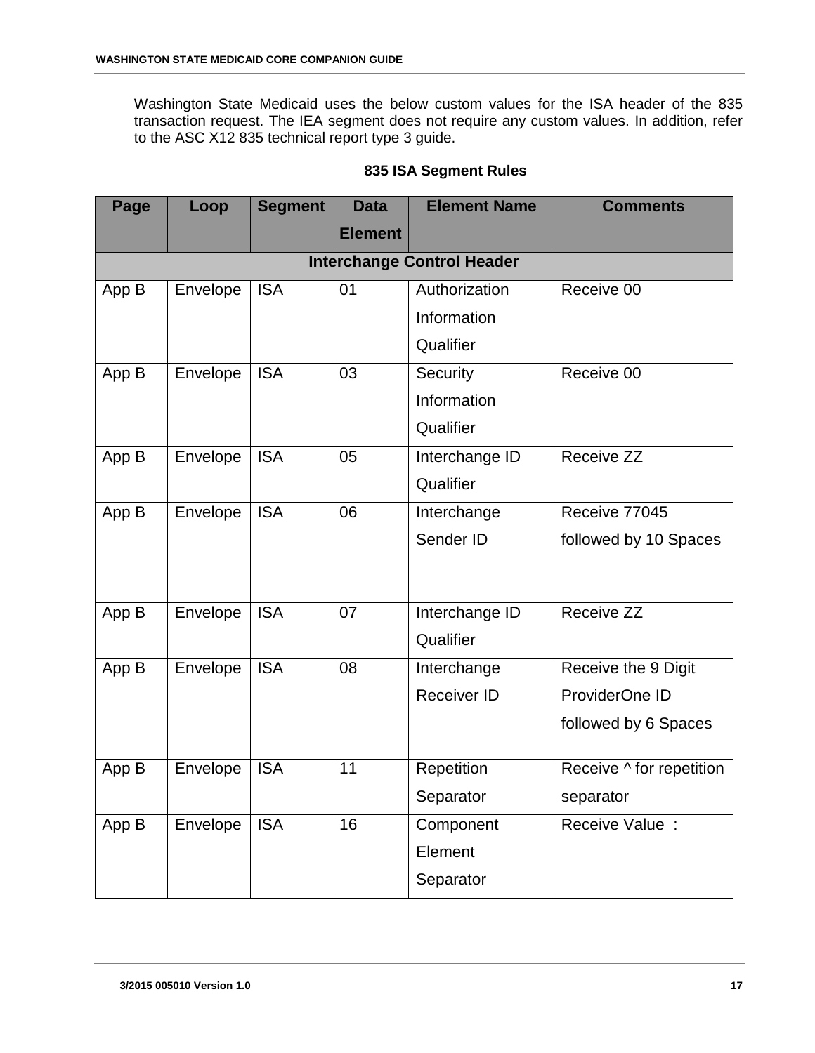Washington State Medicaid uses the below custom values for the ISA header of the 835 transaction request. The IEA segment does not require any custom values. In addition, refer to the ASC X12 835 technical report type 3 guide.

**835 ISA Segment Rules**

| Page | Loop | Segment | Data Element | Element Name | Comments |
|---|---|---|---|---|---|
| **Interchange Control Header** | | | | | |
| App B | Envelope | ISA | 01 | Authorization Information Qualifier | Receive 00 |
| App B | Envelope | ISA | 03 | Security Information Qualifier | Receive 00 |
| App B | Envelope | ISA | 05 | Interchange ID Qualifier | Receive ZZ |
| App B | Envelope | ISA | 06 | Interchange Sender ID | Receive 77045 followed by 10 Spaces |
| App B | Envelope | ISA | 07 | Interchange ID Qualifier | Receive ZZ |
| App B | Envelope | ISA | 08 | Interchange Receiver ID | Receive the 9 Digit ProviderOne ID followed by 6 Spaces |
| App B | Envelope | ISA | 11 | Repetition Separator | Receive ^ for repetition separator |
| App B | Envelope | ISA | 16 | Component Element Separator | Receive Value : |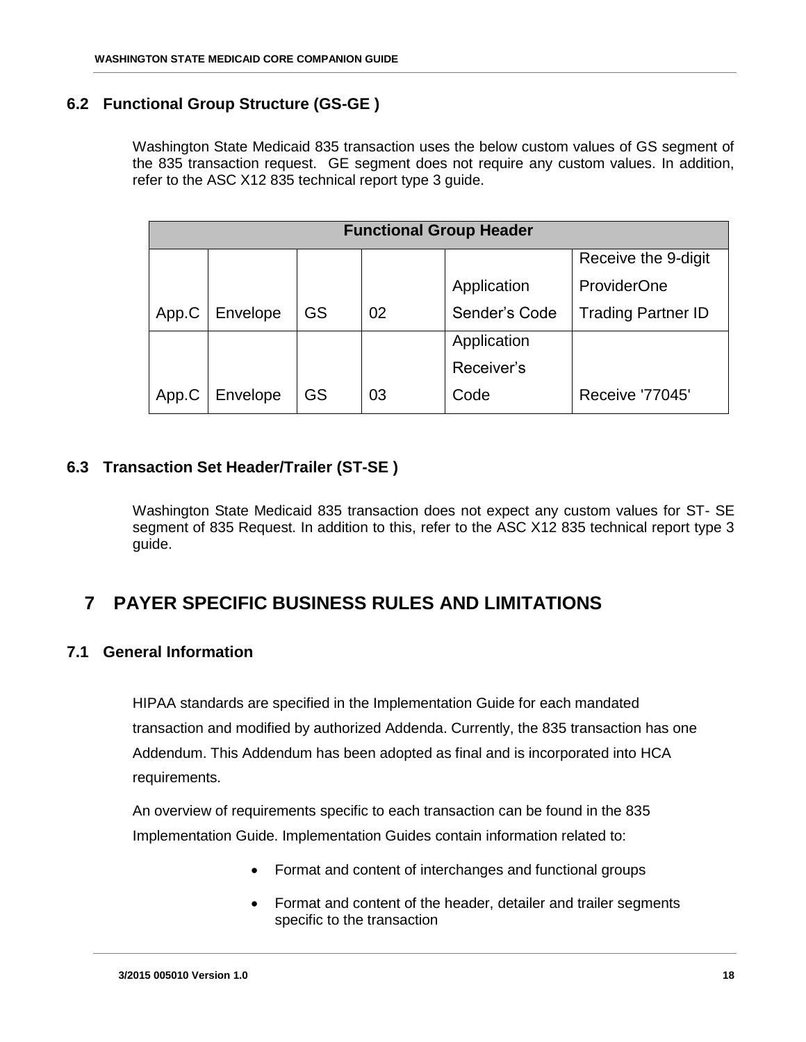## 6.2 Functional Group Structure (GS-GE )

Washington State Medicaid 835 transaction uses the below custom values of GS segment of the 835 transaction request. GE segment does not require any custom values. In addition, refer to the ASC X12 835 technical report type 3 guide.

| Functional Group Header | | | | | |
|---|---|---|---|---|---|
| App.C | Envelope | GS | 02 | Application Sender's Code | Receive the 9-digit ProviderOne Trading Partner ID |
| App.C | Envelope | GS | 03 | Application Receiver's Code | Receive '77045' |

## 6.3 Transaction Set Header/Trailer (ST-SE )

Washington State Medicaid 835 transaction does not expect any custom values for ST- SE segment of 835 Request. In addition to this, refer to the ASC X12 835 technical report type 3 guide.

# 7 PAYER SPECIFIC BUSINESS RULES AND LIMITATIONS

## 7.1 General Information

HIPAA standards are specified in the Implementation Guide for each mandated transaction and modified by authorized Addenda. Currently, the 835 transaction has one Addendum. This Addendum has been adopted as final and is incorporated into HCA requirements.

An overview of requirements specific to each transaction can be found in the 835 Implementation Guide. Implementation Guides contain information related to:

- Format and content of interchanges and functional groups
- Format and content of the header, detailer and trailer segments specific to the transaction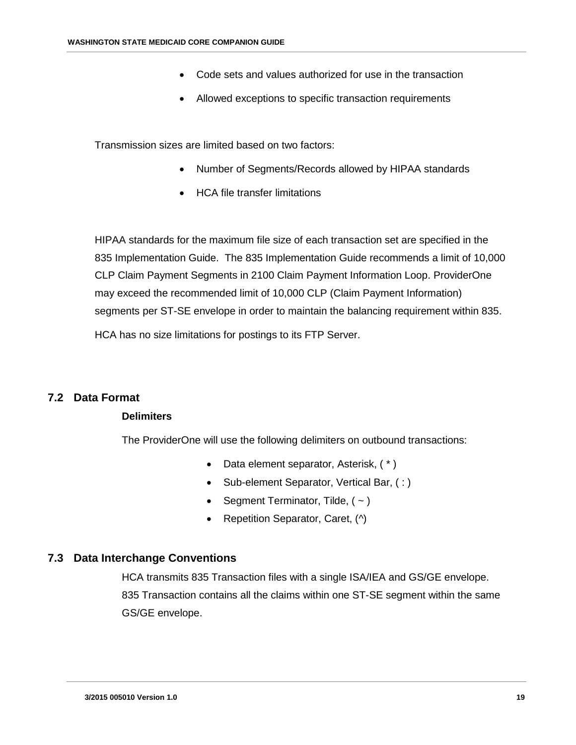- Code sets and values authorized for use in the transaction
- Allowed exceptions to specific transaction requirements

Transmission sizes are limited based on two factors:

- Number of Segments/Records allowed by HIPAA standards
- HCA file transfer limitations

HIPAA standards for the maximum file size of each transaction set are specified in the 835 Implementation Guide. The 835 Implementation Guide recommends a limit of 10,000 CLP Claim Payment Segments in 2100 Claim Payment Information Loop. ProviderOne may exceed the recommended limit of 10,000 CLP (Claim Payment Information) segments per ST-SE envelope in order to maintain the balancing requirement within 835.

HCA has no size limitations for postings to its FTP Server.

## 7.2 Data Format

**Delimiters**

The ProviderOne will use the following delimiters on outbound transactions:

- Data element separator, Asterisk, ( * )
- Sub-element Separator, Vertical Bar, ( : )
- Segment Terminator, Tilde, ( ~ )
- Repetition Separator, Caret, (^)

## 7.3 Data Interchange Conventions

HCA transmits 835 Transaction files with a single ISA/IEA and GS/GE envelope. 835 Transaction contains all the claims within one ST-SE segment within the same GS/GE envelope.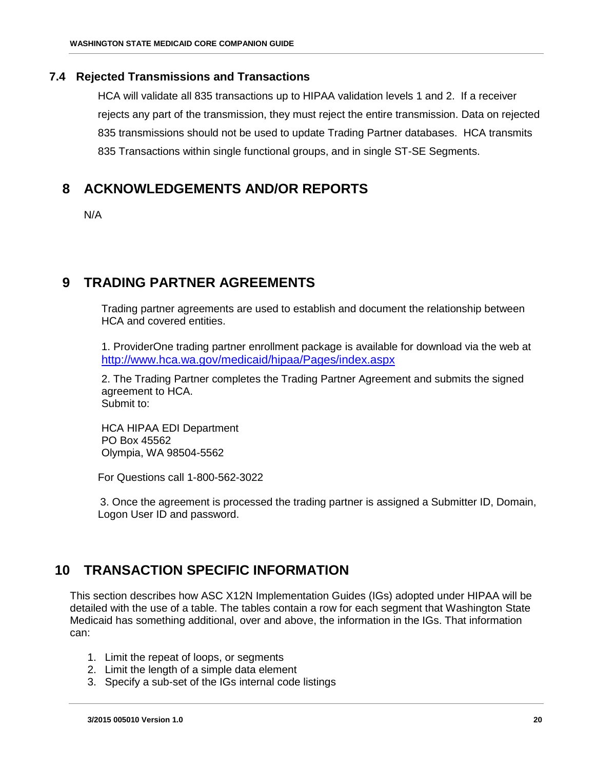### 7.4 Rejected Transmissions and Transactions

HCA will validate all 835 transactions up to HIPAA validation levels 1 and 2. If a receiver rejects any part of the transmission, they must reject the entire transmission. Data on rejected 835 transmissions should not be used to update Trading Partner databases. HCA transmits 835 Transactions within single functional groups, and in single ST-SE Segments.

# 8 ACKNOWLEDGEMENTS AND/OR REPORTS

N/A

# 9 TRADING PARTNER AGREEMENTS

Trading partner agreements are used to establish and document the relationship between HCA and covered entities.

1. ProviderOne trading partner enrollment package is available for download via the web at http://www.hca.wa.gov/medicaid/hipaa/Pages/index.aspx

2. The Trading Partner completes the Trading Partner Agreement and submits the signed agreement to HCA.
Submit to:

HCA HIPAA EDI Department
PO Box 45562
Olympia, WA 98504-5562

For Questions call 1-800-562-3022

3. Once the agreement is processed the trading partner is assigned a Submitter ID, Domain, Logon User ID and password.

# 10 TRANSACTION SPECIFIC INFORMATION

This section describes how ASC X12N Implementation Guides (IGs) adopted under HIPAA will be detailed with the use of a table. The tables contain a row for each segment that Washington State Medicaid has something additional, over and above, the information in the IGs. That information can:

1. Limit the repeat of loops, or segments
2. Limit the length of a simple data element
3. Specify a sub-set of the IGs internal code listings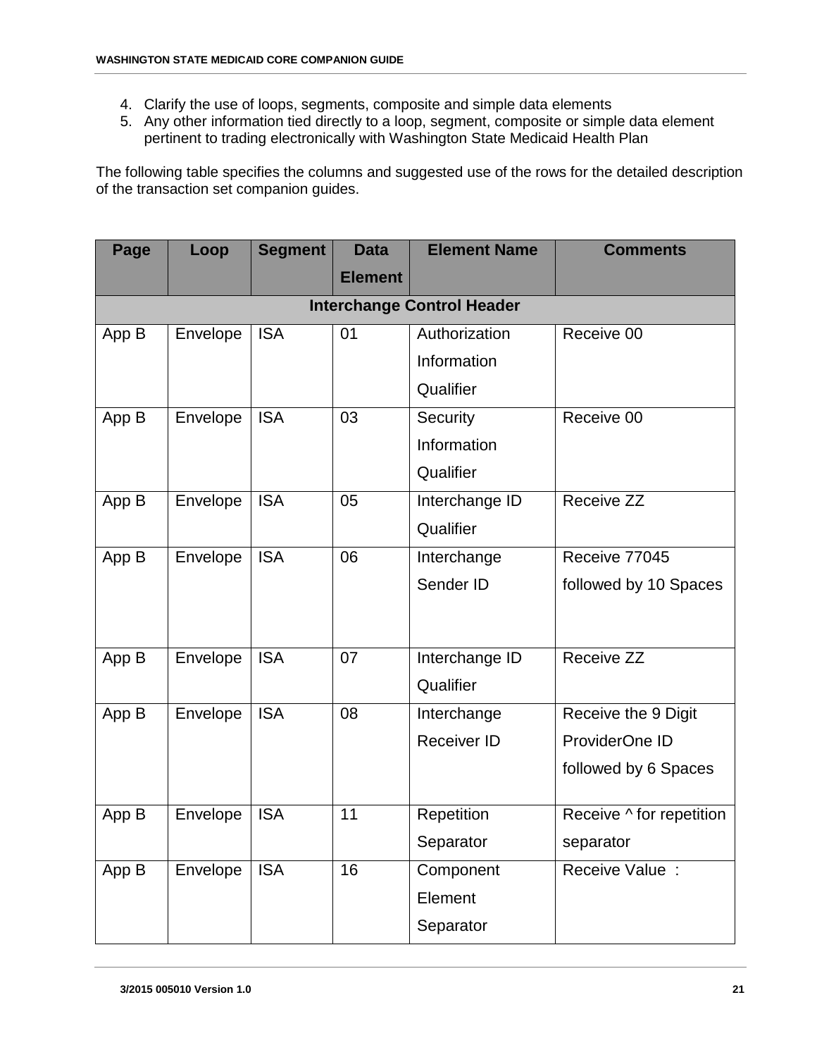4. Clarify the use of loops, segments, composite and simple data elements
5. Any other information tied directly to a loop, segment, composite or simple data element pertinent to trading electronically with Washington State Medicaid Health Plan

The following table specifies the columns and suggested use of the rows for the detailed description of the transaction set companion guides.

| Page | Loop | Segment | Data Element | Element Name | Comments |
|---|---|---|---|---|---|
| **Interchange Control Header** | | | | | |
| App B | Envelope | ISA | 01 | Authorization Information Qualifier | Receive 00 |
| App B | Envelope | ISA | 03 | Security Information Qualifier | Receive 00 |
| App B | Envelope | ISA | 05 | Interchange ID Qualifier | Receive ZZ |
| App B | Envelope | ISA | 06 | Interchange Sender ID | Receive 77045 followed by 10 Spaces |
| App B | Envelope | ISA | 07 | Interchange ID Qualifier | Receive ZZ |
| App B | Envelope | ISA | 08 | Interchange Receiver ID | Receive the 9 Digit ProviderOne ID followed by 6 Spaces |
| App B | Envelope | ISA | 11 | Repetition Separator | Receive ^ for repetition separator |
| App B | Envelope | ISA | 16 | Component Element Separator | Receive Value : |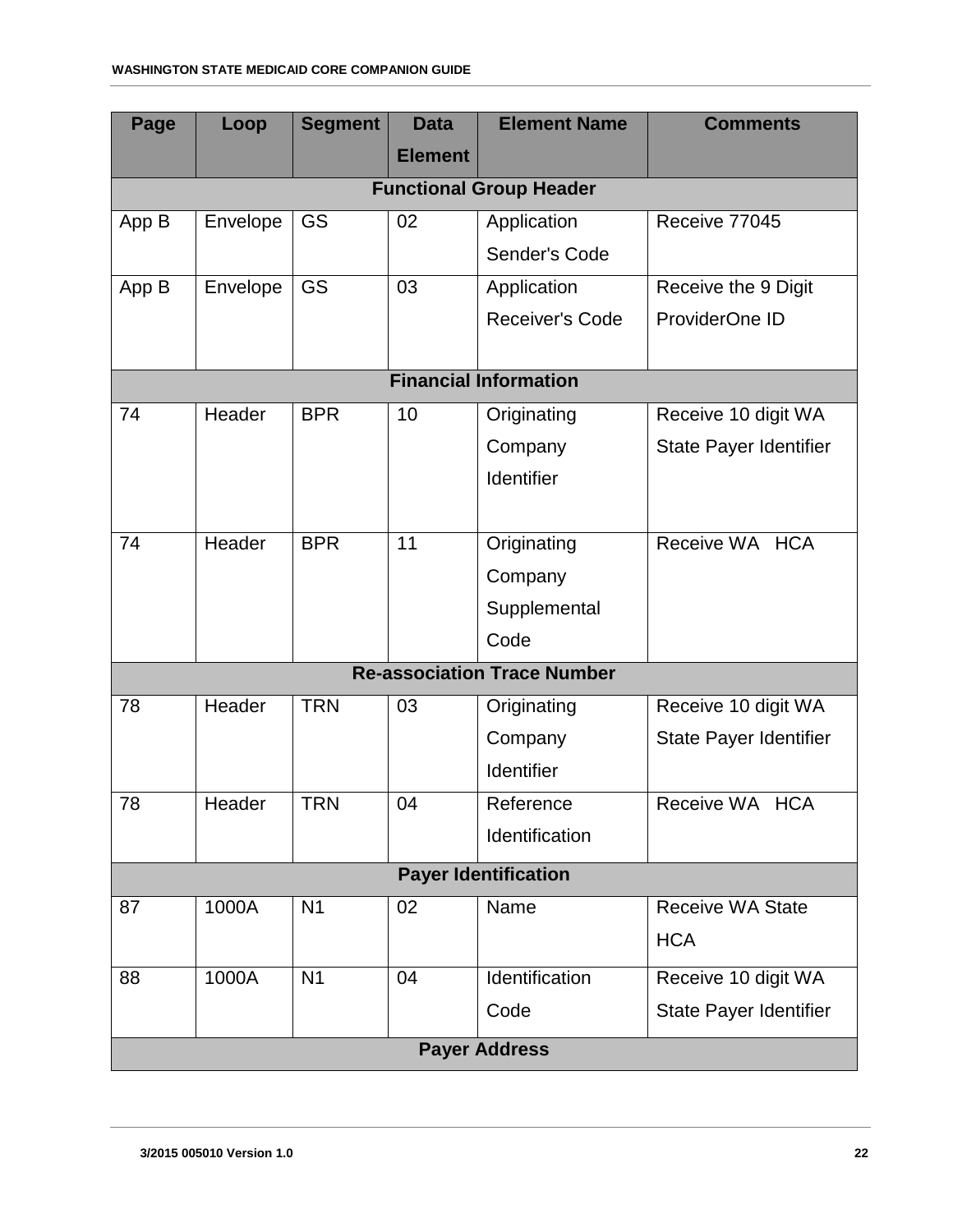| Page | Loop | Segment | Data Element | Element Name | Comments |
|---|---|---|---|---|---|
| **Functional Group Header** | | | | | |
| App B | Envelope | GS | 02 | Application Sender's Code | Receive 77045 |
| App B | Envelope | GS | 03 | Application Receiver's Code | Receive the 9 Digit ProviderOne ID |
| **Financial Information** | | | | | |
| 74 | Header | BPR | 10 | Originating Company Identifier | Receive 10 digit WA State Payer Identifier |
| 74 | Header | BPR | 11 | Originating Company Supplemental Code | Receive WA HCA |
| **Re-association Trace Number** | | | | | |
| 78 | Header | TRN | 03 | Originating Company Identifier | Receive 10 digit WA State Payer Identifier |
| 78 | Header | TRN | 04 | Reference Identification | Receive WA HCA |
| **Payer Identification** | | | | | |
| 87 | 1000A | N1 | 02 | Name | Receive WA State HCA |
| 88 | 1000A | N1 | 04 | Identification Code | Receive 10 digit WA State Payer Identifier |
| **Payer Address** | | | | | |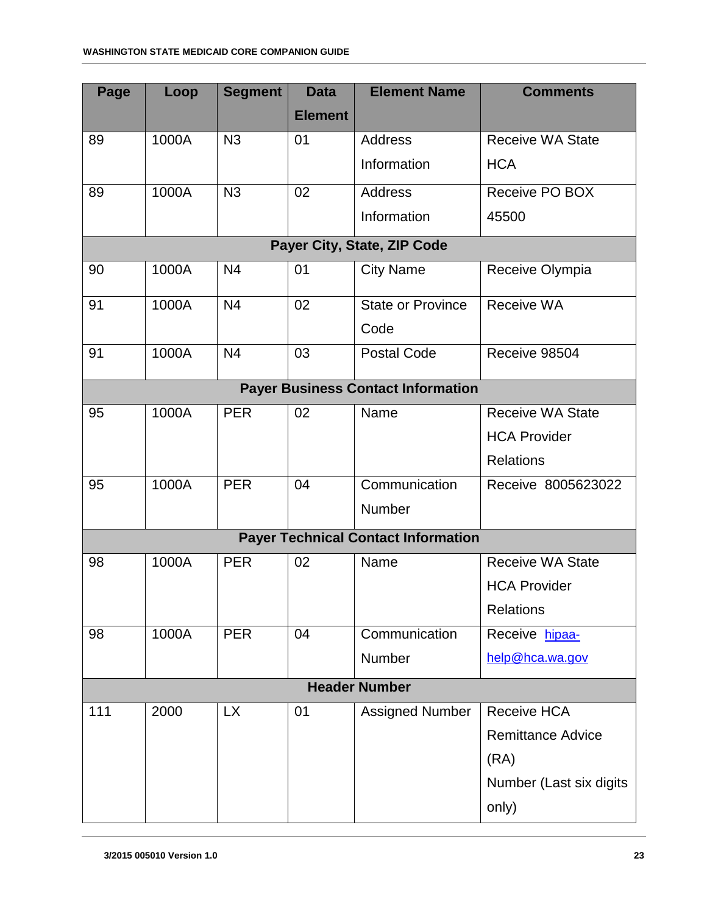| Page | Loop | Segment | Data Element | Element Name | Comments |
|---|---|---|---|---|---|
| 89 | 1000A | N3 | 01 | Address Information | Receive WA State HCA |
| 89 | 1000A | N3 | 02 | Address Information | Receive PO BOX 45500 |
| | | | **Payer City, State, ZIP Code** | | |
| 90 | 1000A | N4 | 01 | City Name | Receive Olympia |
| 91 | 1000A | N4 | 02 | State or Province Code | Receive WA |
| 91 | 1000A | N4 | 03 | Postal Code | Receive 98504 |
| | | | **Payer Business Contact Information** | | |
| 95 | 1000A | PER | 02 | Name | Receive WA State HCA Provider Relations |
| 95 | 1000A | PER | 04 | Communication Number | Receive 8005623022 |
| | | | **Payer Technical Contact Information** | | |
| 98 | 1000A | PER | 02 | Name | Receive WA State HCA Provider Relations |
| 98 | 1000A | PER | 04 | Communication Number | Receive hipaa-help@hca.wa.gov |
| | | | **Header Number** | | |
| 111 | 2000 | LX | 01 | Assigned Number | Receive HCA Remittance Advice (RA) Number (Last six digits only) |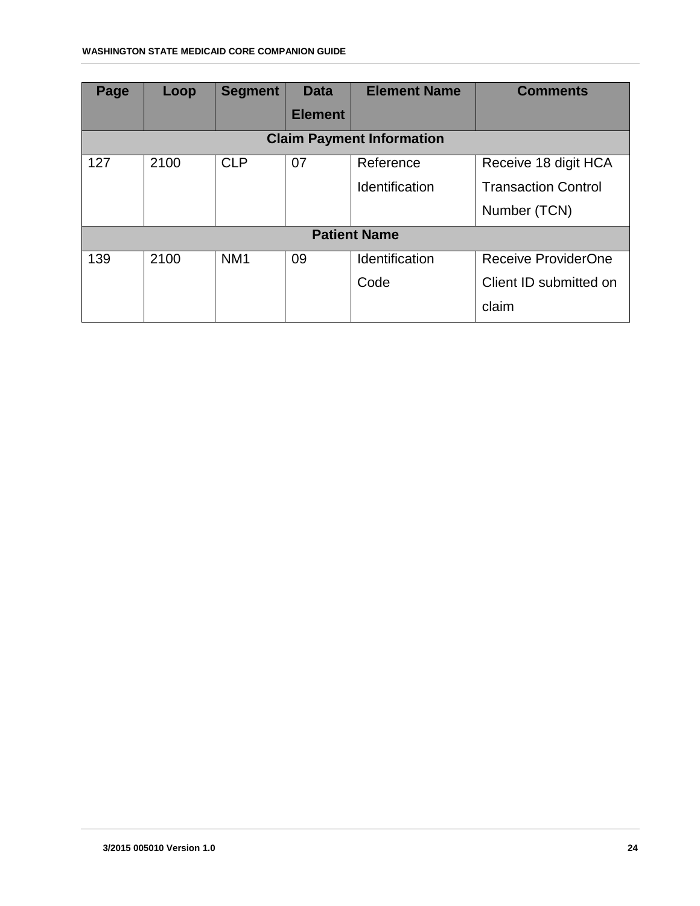| Page | Loop | Segment | Data Element | Element Name | Comments |
|---|---|---|---|---|---|
| **Claim Payment Information** | | | | | |
| 127 | 2100 | CLP | 07 | Reference Identification | Receive 18 digit HCA Transaction Control Number (TCN) |
| **Patient Name** | | | | | |
| 139 | 2100 | NM1 | 09 | Identification Code | Receive ProviderOne Client ID submitted on claim |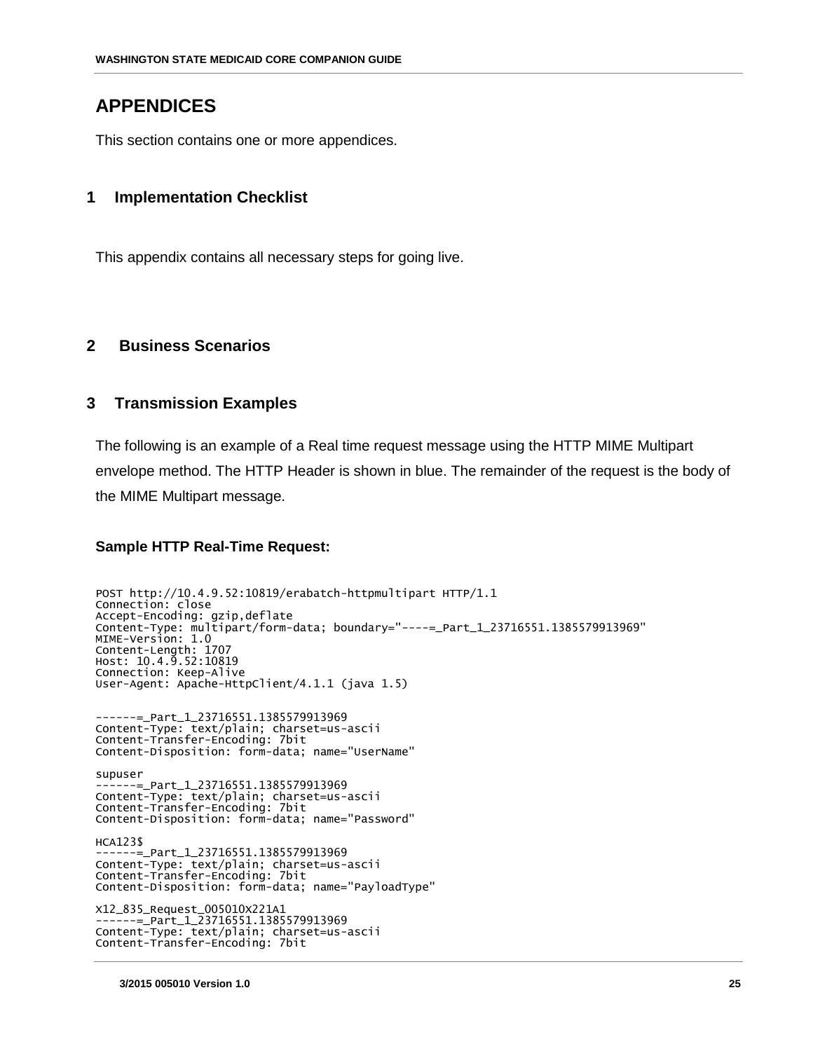# APPENDICES

This section contains one or more appendices.

## 1 Implementation Checklist

This appendix contains all necessary steps for going live.

## 2 Business Scenarios

## 3 Transmission Examples

The following is an example of a Real time request message using the HTTP MIME Multipart envelope method. The HTTP Header is shown in blue. The remainder of the request is the body of the MIME Multipart message.

**Sample HTTP Real-Time Request:**

```
POST http://10.4.9.52:10819/erabatch-httpmultipart HTTP/1.1
Connection: close
Accept-Encoding: gzip,deflate
Content-Type: multipart/form-data; boundary="----=_Part_1_23716551.1385579913969"
MIME-Version: 1.0
Content-Length: 1707
Host: 10.4.9.52:10819
Connection: Keep-Alive
User-Agent: Apache-HttpClient/4.1.1 (java 1.5)


------=_Part_1_23716551.1385579913969
Content-Type: text/plain; charset=us-ascii
Content-Transfer-Encoding: 7bit
Content-Disposition: form-data; name="UserName"

supuser
------=_Part_1_23716551.1385579913969
Content-Type: text/plain; charset=us-ascii
Content-Transfer-Encoding: 7bit
Content-Disposition: form-data; name="Password"

HCA123$
------=_Part_1_23716551.1385579913969
Content-Type: text/plain; charset=us-ascii
Content-Transfer-Encoding: 7bit
Content-Disposition: form-data; name="PayloadType"

X12_835_Request_005010X221A1
------=_Part_1_23716551.1385579913969
Content-Type: text/plain; charset=us-ascii
Content-Transfer-Encoding: 7bit
```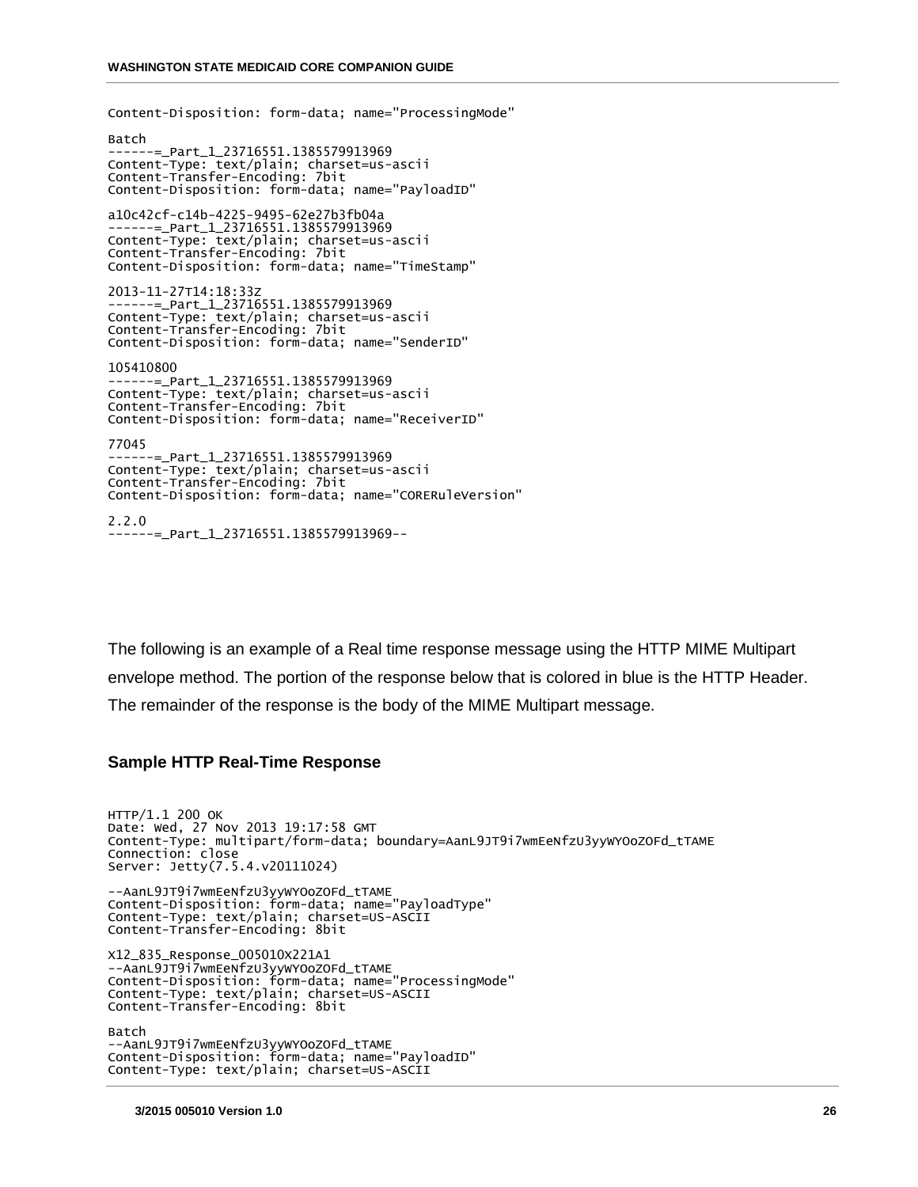```
Content-Disposition: form-data; name="ProcessingMode"

Batch
------=_Part_1_23716551.1385579913969
Content-Type: text/plain; charset=us-ascii
Content-Transfer-Encoding: 7bit
Content-Disposition: form-data; name="PayloadID"

a10c42cf-c14b-4225-9495-62e27b3fb04a
------=_Part_1_23716551.1385579913969
Content-Type: text/plain; charset=us-ascii
Content-Transfer-Encoding: 7bit
Content-Disposition: form-data; name="TimeStamp"

2013-11-27T14:18:33Z
------=_Part_1_23716551.1385579913969
Content-Type: text/plain; charset=us-ascii
Content-Transfer-Encoding: 7bit
Content-Disposition: form-data; name="SenderID"

105410800
------=_Part_1_23716551.1385579913969
Content-Type: text/plain; charset=us-ascii
Content-Transfer-Encoding: 7bit
Content-Disposition: form-data; name="ReceiverID"

77045
------=_Part_1_23716551.1385579913969
Content-Type: text/plain; charset=us-ascii
Content-Transfer-Encoding: 7bit
Content-Disposition: form-data; name="CORERuleVersion"

2.2.0
------=_Part_1_23716551.1385579913969--
```

The following is an example of a Real time response message using the HTTP MIME Multipart envelope method. The portion of the response below that is colored in blue is the HTTP Header. The remainder of the response is the body of the MIME Multipart message.

### Sample HTTP Real-Time Response

```
HTTP/1.1 200 OK
Date: Wed, 27 Nov 2013 19:17:58 GMT
Content-Type: multipart/form-data; boundary=AanL9JT9i7wmEeNfzU3yyWYOoZOFd_tTAME
Connection: close
Server: Jetty(7.5.4.v20111024)

--AanL9JT9i7wmEeNfzU3yyWYOoZOFd_tTAME
Content-Disposition: form-data; name="PayloadType"
Content-Type: text/plain; charset=US-ASCII
Content-Transfer-Encoding: 8bit

X12_835_Response_005010X221A1
--AanL9JT9i7wmEeNfzU3yyWYOoZOFd_tTAME
Content-Disposition: form-data; name="ProcessingMode"
Content-Type: text/plain; charset=US-ASCII
Content-Transfer-Encoding: 8bit

Batch
--AanL9JT9i7wmEeNfzU3yyWYOoZOFd_tTAME
Content-Disposition: form-data; name="PayloadID"
Content-Type: text/plain; charset=US-ASCII
```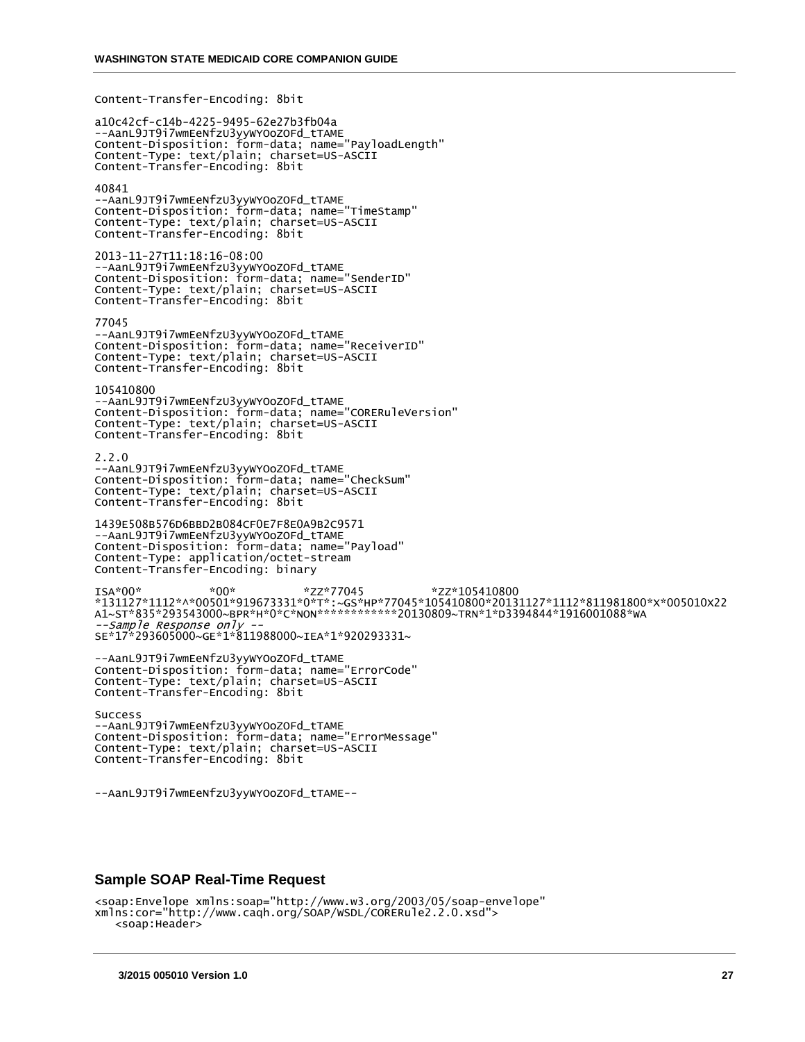```
Content-Transfer-Encoding: 8bit

a10c42cf-c14b-4225-9495-62e27b3fb04a
--AanL9JT9i7wmEeNfzU3yyWYOoZOFd_tTAME
Content-Disposition: form-data; name="PayloadLength"
Content-Type: text/plain; charset=US-ASCII
Content-Transfer-Encoding: 8bit

40841
--AanL9JT9i7wmEeNfzU3yyWYOoZOFd_tTAME
Content-Disposition: form-data; name="TimeStamp"
Content-Type: text/plain; charset=US-ASCII
Content-Transfer-Encoding: 8bit

2013-11-27T11:18:16-08:00
--AanL9JT9i7wmEeNfzU3yyWYOoZOFd_tTAME
Content-Disposition: form-data; name="SenderID"
Content-Type: text/plain; charset=US-ASCII
Content-Transfer-Encoding: 8bit

77045
--AanL9JT9i7wmEeNfzU3yyWYOoZOFd_tTAME
Content-Disposition: form-data; name="ReceiverID"
Content-Type: text/plain; charset=US-ASCII
Content-Transfer-Encoding: 8bit

105410800
--AanL9JT9i7wmEeNfzU3yyWYOoZOFd_tTAME
Content-Disposition: form-data; name="CORERuleVersion"
Content-Type: text/plain; charset=US-ASCII
Content-Transfer-Encoding: 8bit

2.2.0
--AanL9JT9i7wmEeNfzU3yyWYOoZOFd_tTAME
Content-Disposition: form-data; name="CheckSum"
Content-Type: text/plain; charset=US-ASCII
Content-Transfer-Encoding: 8bit

1439E508B576D6BBD2B084CF0E7F8E0A9B2C9571
--AanL9JT9i7wmEeNfzU3yyWYOoZOFd_tTAME
Content-Disposition: form-data; name="Payload"
Content-Type: application/octet-stream
Content-Transfer-Encoding: binary

ISA*00*          *00*          *ZZ*77045          *ZZ*105410800
*131127*1112*^*00501*919673331*0*T*:~GS*HP*77045*105410800*20131127*1112*811981800*X*005010X22
A1~ST*835*293543000~BPR*H*0*C*NON************20130809~TRN*1*D3394844*1916001088*WA
--Sample Response only --
SE*17*293605000~GE*1*811988000~IEA*1*920293331~

--AanL9JT9i7wmEeNfzU3yyWYOoZOFd_tTAME
Content-Disposition: form-data; name="ErrorCode"
Content-Type: text/plain; charset=US-ASCII
Content-Transfer-Encoding: 8bit

Success
--AanL9JT9i7wmEeNfzU3yyWYOoZOFd_tTAME
Content-Disposition: form-data; name="ErrorMessage"
Content-Type: text/plain; charset=US-ASCII
Content-Transfer-Encoding: 8bit


--AanL9JT9i7wmEeNfzU3yyWYOoZOFd_tTAME--
```

### Sample SOAP Real-Time Request

```
<soap:Envelope xmlns:soap="http://www.w3.org/2003/05/soap-envelope"
xmlns:cor="http://www.caqh.org/SOAP/WSDL/CORERule2.2.0.xsd">
   <soap:Header>
```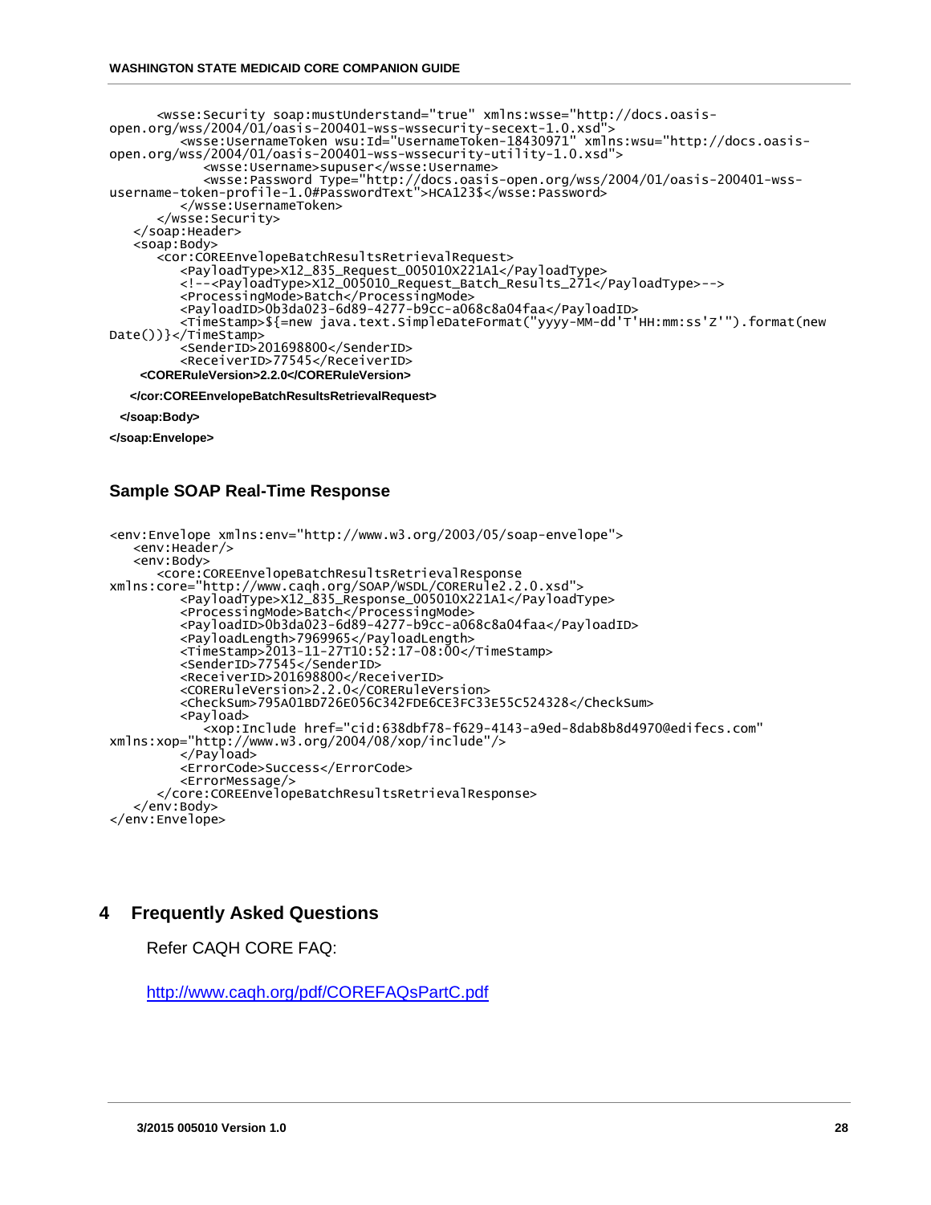```
      <wsse:Security soap:mustUnderstand="true" xmlns:wsse="http://docs.oasis-
open.org/wss/2004/01/oasis-200401-wss-wssecurity-secext-1.0.xsd">
         <wsse:UsernameToken wsu:Id="UsernameToken-18430971" xmlns:wsu="http://docs.oasis-
open.org/wss/2004/01/oasis-200401-wss-wssecurity-utility-1.0.xsd">
            <wsse:Username>supuser</wsse:Username>
            <wsse:Password Type="http://docs.oasis-open.org/wss/2004/01/oasis-200401-wss-
username-token-profile-1.0#PasswordText">HCA123$</wsse:Password>
         </wsse:UsernameToken>
      </wsse:Security>
   </soap:Header>
   <soap:Body>
      <cor:COREEnvelopeBatchResultsRetrievalRequest>
         <PayloadType>X12_835_Request_005010X221A1</PayloadType>
         <!--<PayloadType>X12_005010_Request_Batch_Results_271</PayloadType>-->
         <ProcessingMode>Batch</ProcessingMode>
         <PayloadID>0b3da023-6d89-4277-b9cc-a068c8a04faa</PayloadID>
         <TimeStamp>${=new java.text.SimpleDateFormat("yyyy-MM-dd'T'HH:mm:ss'Z'").format(new
Date())}</TimeStamp>
         <SenderID>201698800</SenderID>
         <ReceiverID>77545</ReceiverID>
     <CORERuleVersion>2.2.0</CORERuleVersion>

    </cor:COREEnvelopeBatchResultsRetrievalRequest>

  </soap:Body>

</soap:Envelope>
```

### Sample SOAP Real-Time Response

```
<env:Envelope xmlns:env="http://www.w3.org/2003/05/soap-envelope">
   <env:Header/>
   <env:Body>
      <core:COREEnvelopeBatchResultsRetrievalResponse
xmlns:core="http://www.caqh.org/SOAP/WSDL/CORERule2.2.0.xsd">
         <PayloadType>X12_835_Response_005010X221A1</PayloadType>
         <ProcessingMode>Batch</ProcessingMode>
         <PayloadID>0b3da023-6d89-4277-b9cc-a068c8a04faa</PayloadID>
         <PayloadLength>7969965</PayloadLength>
         <TimeStamp>2013-11-27T10:52:17-08:00</TimeStamp>
         <SenderID>77545</SenderID>
         <ReceiverID>201698800</ReceiverID>
         <CORERuleVersion>2.2.0</CORERuleVersion>
         <CheckSum>795A01BD726E056C342FDE6CE3FC33E55C524328</CheckSum>
         <Payload>
            <xop:Include href="cid:638dbf78-f629-4143-a9ed-8dab8b8d4970@edifecs.com"
xmlns:xop="http://www.w3.org/2004/08/xop/include"/>
         </Payload>
         <ErrorCode>Success</ErrorCode>
         <ErrorMessage/>
      </core:COREEnvelopeBatchResultsRetrievalResponse>
   </env:Body>
</env:Envelope>
```

# 4 Frequently Asked Questions

Refer CAQH CORE FAQ:

http://www.caqh.org/pdf/COREFAQsPartC.pdf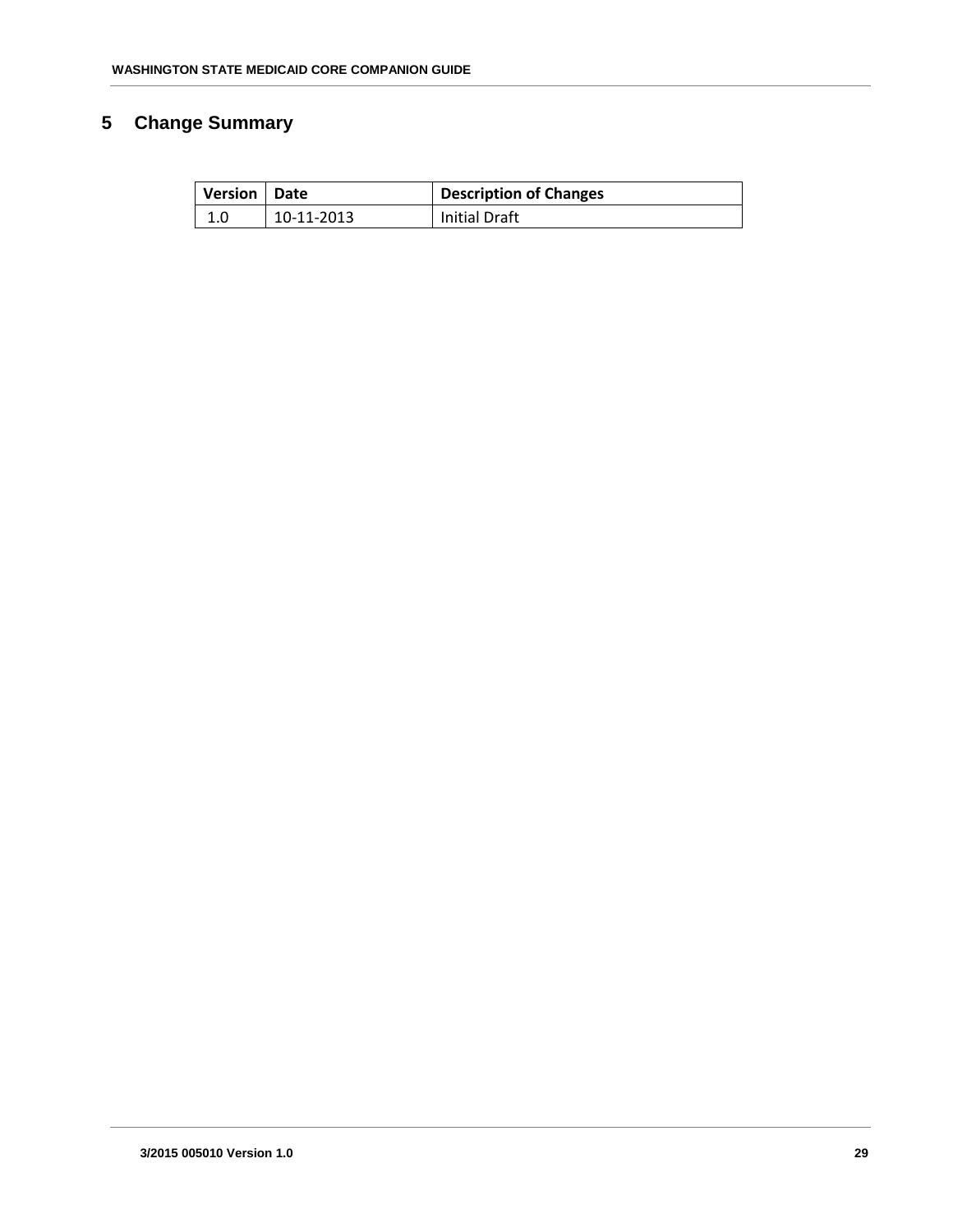# 5 Change Summary

| Version | Date | Description of Changes |
|---|---|---|
| 1.0 | 10-11-2013 | Initial Draft |